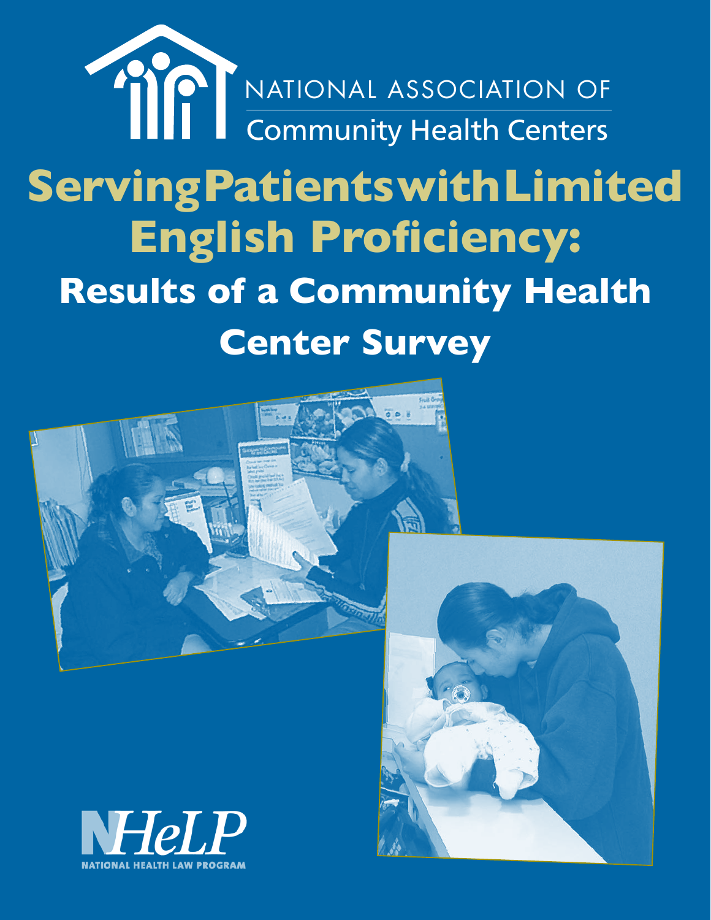NATIONAL ASSOCIATION OF
Community Health Centers

# Serving Patients with Limited English Proficiency:

## Results of a Community Health Center Survey

NHeLP
NATIONAL HEALTH LAW PROGRAM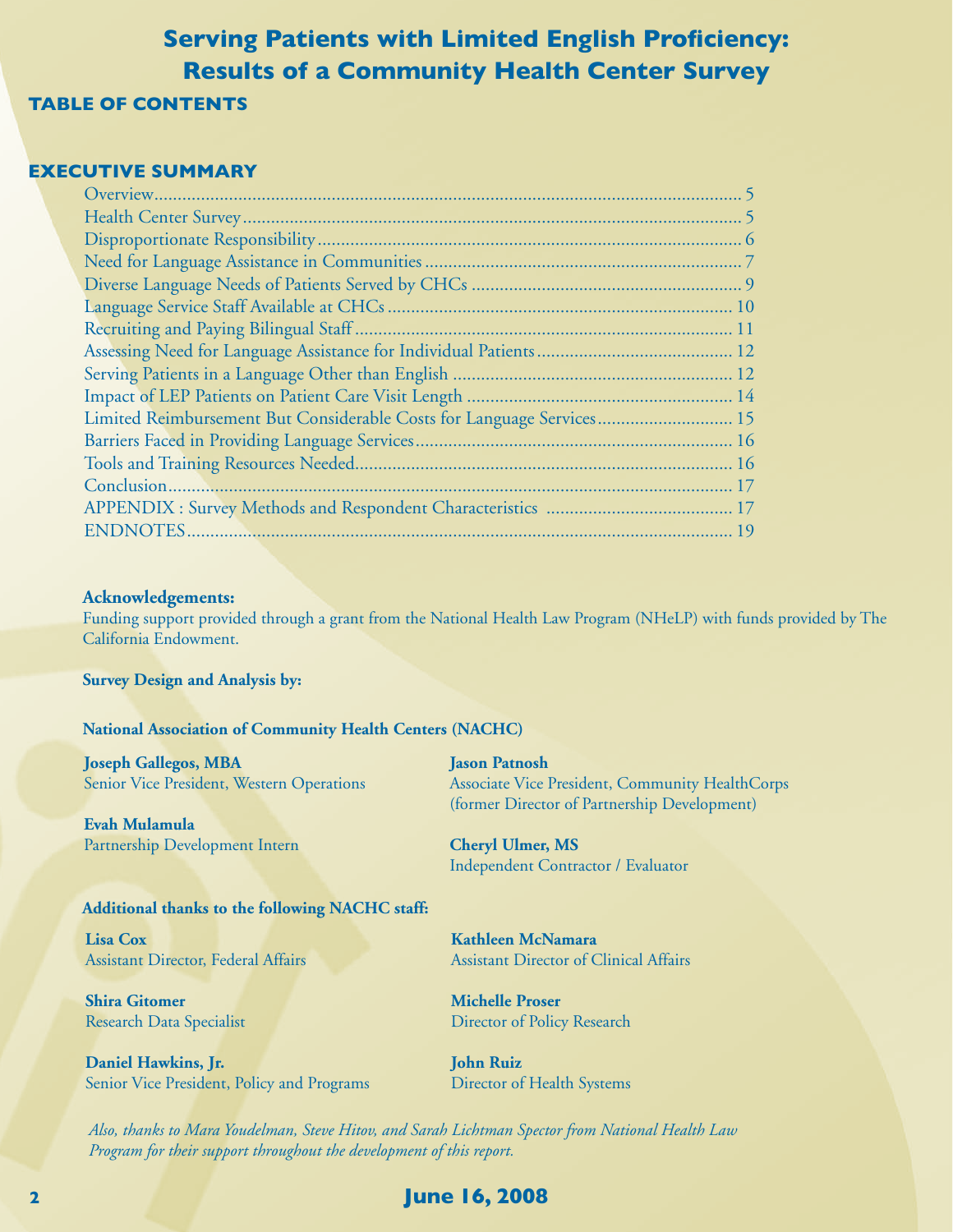# Serving Patients with Limited English Proficiency: Results of a Community Health Center Survey

## TABLE OF CONTENTS

### EXECUTIVE SUMMARY

- Overview........................................................ 5
- Health Center Survey........................................................ 5
- Disproportionate Responsibility........................................................ 6
- Need for Language Assistance in Communities........................................................ 7
- Diverse Language Needs of Patients Served by CHCs........................................................ 9
- Language Service Staff Available at CHCs........................................................ 10
- Recruiting and Paying Bilingual Staff........................................................ 11
- Assessing Need for Language Assistance for Individual Patients........................................................ 12
- Serving Patients in a Language Other than English........................................................ 12
- Impact of LEP Patients on Patient Care Visit Length........................................................ 14
- Limited Reimbursement But Considerable Costs for Language Services........................................................ 15
- Barriers Faced in Providing Language Services........................................................ 16
- Tools and Training Resources Needed........................................................ 16
- Conclusion........................................................ 17
- APPENDIX : Survey Methods and Respondent Characteristics........................................................ 17
- ENDNOTES........................................................ 19

**Acknowledgements:**

Funding support provided through a grant from the National Health Law Program (NHeLP) with funds provided by The California Endowment.

**Survey Design and Analysis by:**

**National Association of Community Health Centers (NACHC)**

**Joseph Gallegos, MBA**
Senior Vice President, Western Operations

**Evah Mulamula**
Partnership Development Intern

**Jason Patnosh**
Associate Vice President, Community HealthCorps
(former Director of Partnership Development)

**Cheryl Ulmer, MS**
Independent Contractor / Evaluator

**Additional thanks to the following NACHC staff:**

**Lisa Cox**
Assistant Director, Federal Affairs

**Shira Gitomer**
Research Data Specialist

**Daniel Hawkins, Jr.**
Senior Vice President, Policy and Programs

**Kathleen McNamara**
Assistant Director of Clinical Affairs

**Michelle Proser**
Director of Policy Research

**John Ruiz**
Director of Health Systems

*Also, thanks to Mara Youdelman, Steve Hitov, and Sarah Lichtman Spector from National Health Law Program for their support throughout the development of this report.*

**June 16, 2008**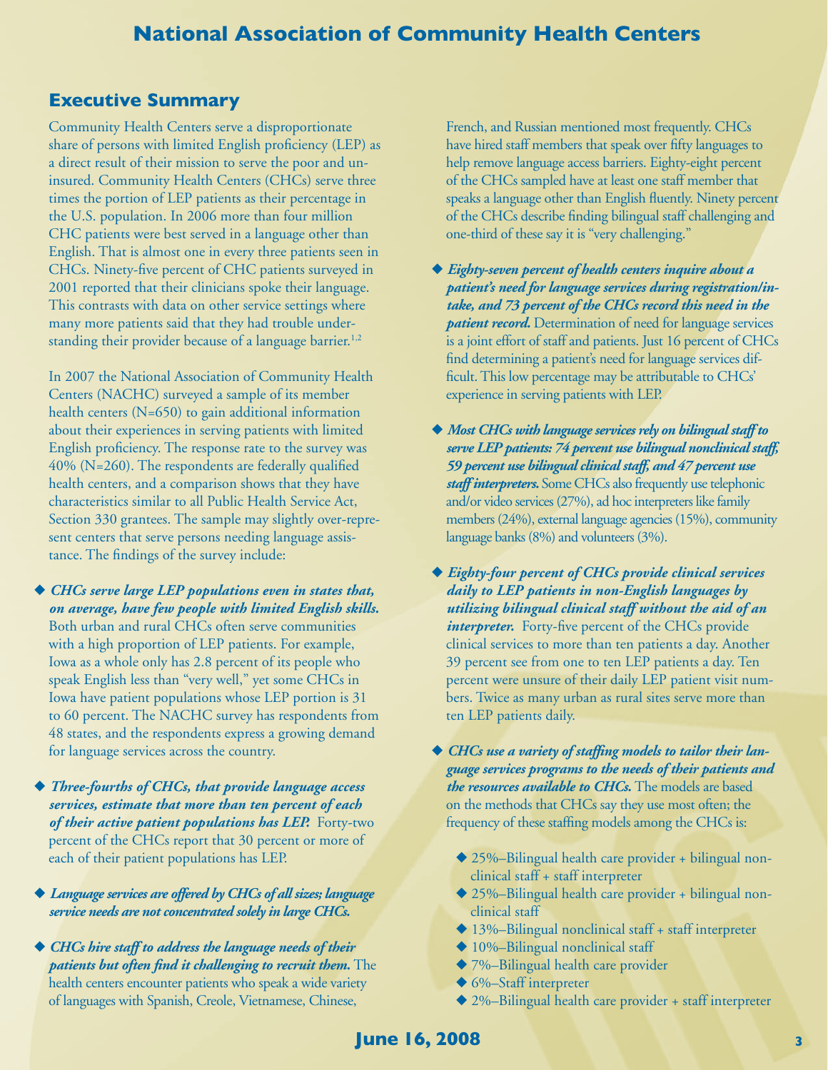## Executive Summary

Community Health Centers serve a disproportionate share of persons with limited English proficiency (LEP) as a direct result of their mission to serve the poor and uninsured. Community Health Centers (CHCs) serve three times the portion of LEP patients as their percentage in the U.S. population. In 2006 more than four million CHC patients were best served in a language other than English. That is almost one in every three patients seen in CHCs. Ninety-five percent of CHC patients surveyed in 2001 reported that their clinicians spoke their language. This contrasts with data on other service settings where many more patients said that they had trouble understanding their provider because of a language barrier.[1,2]

In 2007 the National Association of Community Health Centers (NACHC) surveyed a sample of its member health centers (N=650) to gain additional information about their experiences in serving patients with limited English proficiency. The response rate to the survey was 40% (N=260). The respondents are federally qualified health centers, and a comparison shows that they have characteristics similar to all Public Health Service Act, Section 330 grantees. The sample may slightly over-represent centers that serve persons needing language assistance. The findings of the survey include:

- ***CHCs serve large LEP populations even in states that, on average, have few people with limited English skills.*** Both urban and rural CHCs often serve communities with a high proportion of LEP patients. For example, Iowa as a whole only has 2.8 percent of its people who speak English less than "very well," yet some CHCs in Iowa have patient populations whose LEP portion is 31 to 60 percent. The NACHC survey has respondents from 48 states, and the respondents express a growing demand for language services across the country.

- ***Three-fourths of CHCs, that provide language access services, estimate that more than ten percent of each of their active patient populations has LEP.*** Forty-two percent of the CHCs report that 30 percent or more of each of their patient populations has LEP.

- ***Language services are offered by CHCs of all sizes; language service needs are not concentrated solely in large CHCs.***

- ***CHCs hire staff to address the language needs of their patients but often find it challenging to recruit them.*** The health centers encounter patients who speak a wide variety of languages with Spanish, Creole, Vietnamese, Chinese, French, and Russian mentioned most frequently. CHCs have hired staff members that speak over fifty languages to help remove language access barriers. Eighty-eight percent of the CHCs sampled have at least one staff member that speaks a language other than English fluently. Ninety percent of the CHCs describe finding bilingual staff challenging and one-third of these say it is "very challenging."

- ***Eighty-seven percent of health centers inquire about a patient's need for language services during registration/intake, and 73 percent of the CHCs record this need in the patient record.*** Determination of need for language services is a joint effort of staff and patients. Just 16 percent of CHCs find determining a patient's need for language services difficult. This low percentage may be attributable to CHCs' experience in serving patients with LEP.

- ***Most CHCs with language services rely on bilingual staff to serve LEP patients: 74 percent use bilingual nonclinical staff, 59 percent use bilingual clinical staff, and 47 percent use staff interpreters.*** Some CHCs also frequently use telephonic and/or video services (27%), ad hoc interpreters like family members (24%), external language agencies (15%), community language banks (8%) and volunteers (3%).

- ***Eighty-four percent of CHCs provide clinical services daily to LEP patients in non-English languages by utilizing bilingual clinical staff without the aid of an interpreter.*** Forty-five percent of the CHCs provide clinical services to more than ten patients a day. Another 39 percent see from one to ten LEP patients a day. Ten percent were unsure of their daily LEP patient visit numbers. Twice as many urban as rural sites serve more than ten LEP patients daily.

- ***CHCs use a variety of staffing models to tailor their language services programs to the needs of their patients and the resources available to CHCs.*** The models are based on the methods that CHCs say they use most often; the frequency of these staffing models among the CHCs is:
  - 25%–Bilingual health care provider + bilingual nonclinical staff + staff interpreter
  - 25%–Bilingual health care provider + bilingual nonclinical staff
  - 13%–Bilingual nonclinical staff + staff interpreter
  - 10%–Bilingual nonclinical staff
  - 7%–Bilingual health care provider
  - 6%–Staff interpreter
  - 2%–Bilingual health care provider + staff interpreter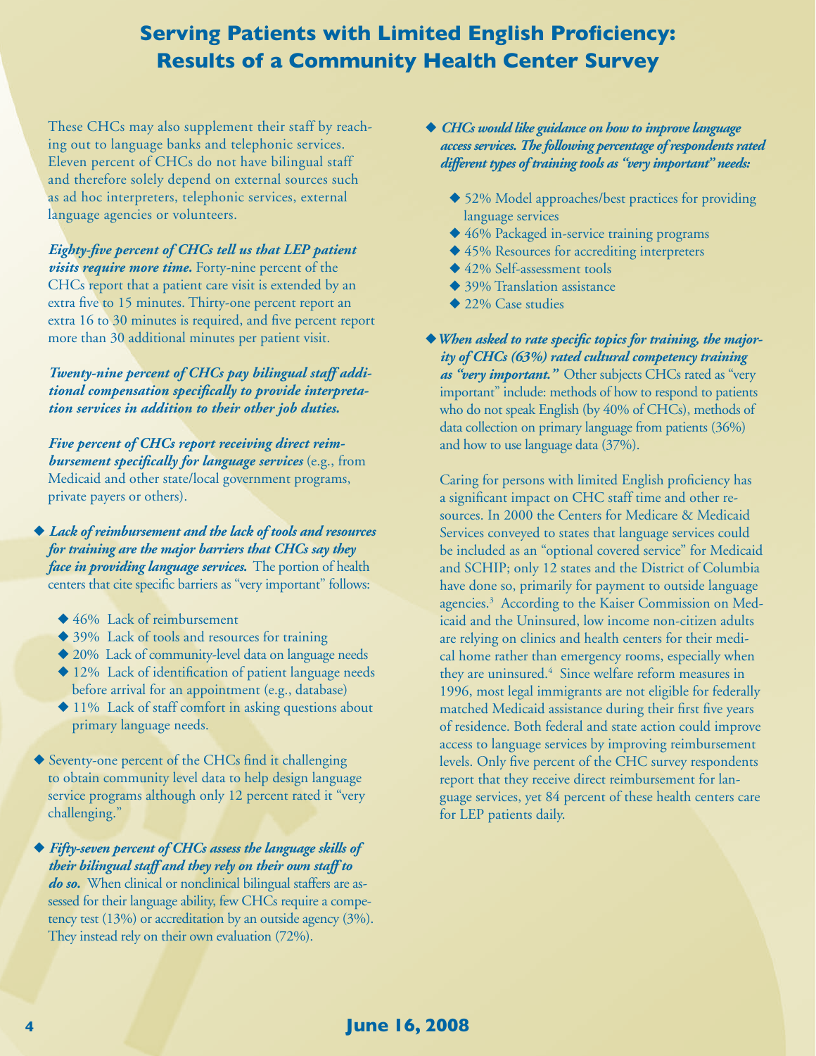# Serving Patients with Limited English Proficiency: Results of a Community Health Center Survey

These CHCs may also supplement their staff by reaching out to language banks and telephonic services. Eleven percent of CHCs do not have bilingual staff and therefore solely depend on external sources such as ad hoc interpreters, telephonic services, external language agencies or volunteers.

***Eighty-five percent of CHCs tell us that LEP patient visits require more time.*** Forty-nine percent of the CHCs report that a patient care visit is extended by an extra five to 15 minutes. Thirty-one percent report an extra 16 to 30 minutes is required, and five percent report more than 30 additional minutes per patient visit.

***Twenty-nine percent of CHCs pay bilingual staff additional compensation specifically to provide interpretation services in addition to their other job duties.***

***Five percent of CHCs report receiving direct reimbursement specifically for language services*** (e.g., from Medicaid and other state/local government programs, private payers or others).

- ***Lack of reimbursement and the lack of tools and resources for training are the major barriers that CHCs say they face in providing language services.*** The portion of health centers that cite specific barriers as "very important" follows:
  - 46% Lack of reimbursement
  - 39% Lack of tools and resources for training
  - 20% Lack of community-level data on language needs
  - 12% Lack of identification of patient language needs before arrival for an appointment (e.g., database)
  - 11% Lack of staff comfort in asking questions about primary language needs.

- Seventy-one percent of the CHCs find it challenging to obtain community level data to help design language service programs although only 12 percent rated it "very challenging."

- ***Fifty-seven percent of CHCs assess the language skills of their bilingual staff and they rely on their own staff to do so.*** When clinical or nonclinical bilingual staffers are assessed for their language ability, few CHCs require a competency test (13%) or accreditation by an outside agency (3%). They instead rely on their own evaluation (72%).

- ***CHCs would like guidance on how to improve language access services. The following percentage of respondents rated different types of training tools as "very important" needs:***
  - 52% Model approaches/best practices for providing language services
  - 46% Packaged in-service training programs
  - 45% Resources for accrediting interpreters
  - 42% Self-assessment tools
  - 39% Translation assistance
  - 22% Case studies

- ***When asked to rate specific topics for training, the majority of CHCs (63%) rated cultural competency training as "very important."*** Other subjects CHCs rated as "very important" include: methods of how to respond to patients who do not speak English (by 40% of CHCs), methods of data collection on primary language from patients (36%) and how to use language data (37%).

Caring for persons with limited English proficiency has a significant impact on CHC staff time and other resources. In 2000 the Centers for Medicare & Medicaid Services conveyed to states that language services could be included as an "optional covered service" for Medicaid and SCHIP; only 12 states and the District of Columbia have done so, primarily for payment to outside language agencies.[3] According to the Kaiser Commission on Medicaid and the Uninsured, low income non-citizen adults are relying on clinics and health centers for their medical home rather than emergency rooms, especially when they are uninsured.[4] Since welfare reform measures in 1996, most legal immigrants are not eligible for federally matched Medicaid assistance during their first five years of residence. Both federal and state action could improve access to language services by improving reimbursement levels. Only five percent of the CHC survey respondents report that they receive direct reimbursement for language services, yet 84 percent of these health centers care for LEP patients daily.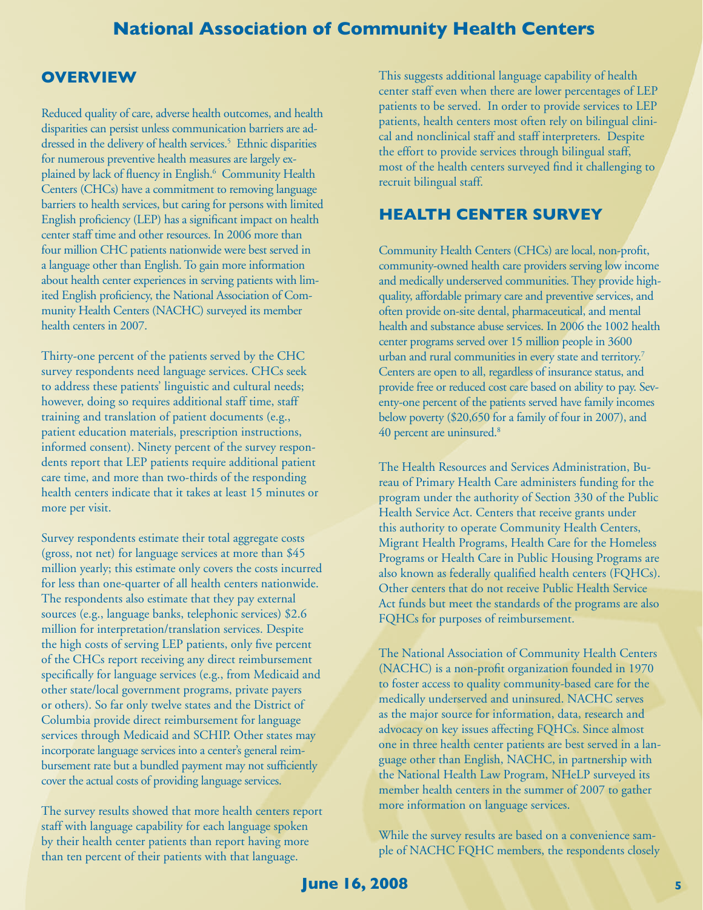## OVERVIEW

Reduced quality of care, adverse health outcomes, and health disparities can persist unless communication barriers are addressed in the delivery of health services.[5] Ethnic disparities for numerous preventive health measures are largely explained by lack of fluency in English.[6] Community Health Centers (CHCs) have a commitment to removing language barriers to health services, but caring for persons with limited English proficiency (LEP) has a significant impact on health center staff time and other resources. In 2006 more than four million CHC patients nationwide were best served in a language other than English. To gain more information about health center experiences in serving patients with limited English proficiency, the National Association of Community Health Centers (NACHC) surveyed its member health centers in 2007.

Thirty-one percent of the patients served by the CHC survey respondents need language services. CHCs seek to address these patients' linguistic and cultural needs; however, doing so requires additional staff time, staff training and translation of patient documents (e.g., patient education materials, prescription instructions, informed consent). Ninety percent of the survey respondents report that LEP patients require additional patient care time, and more than two-thirds of the responding health centers indicate that it takes at least 15 minutes or more per visit.

Survey respondents estimate their total aggregate costs (gross, not net) for language services at more than $45 million yearly; this estimate only covers the costs incurred for less than one-quarter of all health centers nationwide. The respondents also estimate that they pay external sources (e.g., language banks, telephonic services) $2.6 million for interpretation/translation services. Despite the high costs of serving LEP patients, only five percent of the CHCs report receiving any direct reimbursement specifically for language services (e.g., from Medicaid and other state/local government programs, private payers or others). So far only twelve states and the District of Columbia provide direct reimbursement for language services through Medicaid and SCHIP. Other states may incorporate language services into a center's general reimbursement rate but a bundled payment may not sufficiently cover the actual costs of providing language services.

The survey results showed that more health centers report staff with language capability for each language spoken by their health center patients than report having more than ten percent of their patients with that language. This suggests additional language capability of health center staff even when there are lower percentages of LEP patients to be served. In order to provide services to LEP patients, health centers most often rely on bilingual clinical and nonclinical staff and staff interpreters. Despite the effort to provide services through bilingual staff, most of the health centers surveyed find it challenging to recruit bilingual staff.

## HEALTH CENTER SURVEY

Community Health Centers (CHCs) are local, non-profit, community-owned health care providers serving low income and medically underserved communities. They provide high-quality, affordable primary care and preventive services, and often provide on-site dental, pharmaceutical, and mental health and substance abuse services. In 2006 the 1002 health center programs served over 15 million people in 3600 urban and rural communities in every state and territory.[7] Centers are open to all, regardless of insurance status, and provide free or reduced cost care based on ability to pay. Seventy-one percent of the patients served have family incomes below poverty ($20,650 for a family of four in 2007), and 40 percent are uninsured.[8]

The Health Resources and Services Administration, Bureau of Primary Health Care administers funding for the program under the authority of Section 330 of the Public Health Service Act. Centers that receive grants under this authority to operate Community Health Centers, Migrant Health Programs, Health Care for the Homeless Programs or Health Care in Public Housing Programs are also known as federally qualified health centers (FQHCs). Other centers that do not receive Public Health Service Act funds but meet the standards of the programs are also FQHCs for purposes of reimbursement.

The National Association of Community Health Centers (NACHC) is a non-profit organization founded in 1970 to foster access to quality community-based care for the medically underserved and uninsured. NACHC serves as the major source for information, data, research and advocacy on key issues affecting FQHCs. Since almost one in three health center patients are best served in a language other than English, NACHC, in partnership with the National Health Law Program, NHeLP surveyed its member health centers in the summer of 2007 to gather more information on language services.

While the survey results are based on a convenience sample of NACHC FQHC members, the respondents closely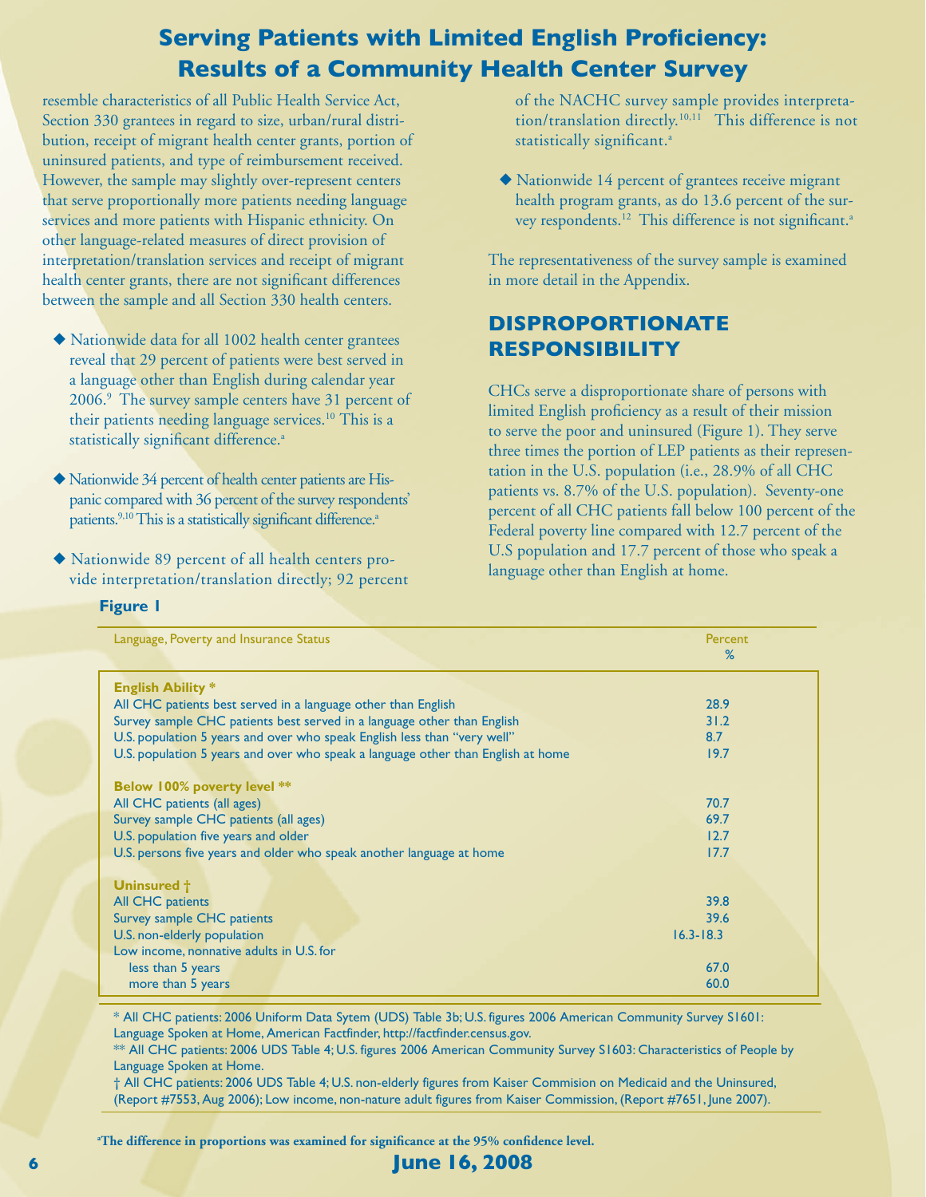# Serving Patients with Limited English Proficiency: Results of a Community Health Center Survey

resemble characteristics of all Public Health Service Act, Section 330 grantees in regard to size, urban/rural distribution, receipt of migrant health center grants, portion of uninsured patients, and type of reimbursement received. However, the sample may slightly over-represent centers that serve proportionally more patients needing language services and more patients with Hispanic ethnicity. On other language-related measures of direct provision of interpretation/translation services and receipt of migrant health center grants, there are not significant differences between the sample and all Section 330 health centers.

- Nationwide data for all 1002 health center grantees reveal that 29 percent of patients were best served in a language other than English during calendar year 2006.[9] The survey sample centers have 31 percent of their patients needing language services.[10] This is a statistically significant difference.[a]
- Nationwide 34 percent of health center patients are Hispanic compared with 36 percent of the survey respondents' patients.[9,10] This is a statistically significant difference.[a]
- Nationwide 89 percent of all health centers provide interpretation/translation directly; 92 percent of the NACHC survey sample provides interpretation/translation directly.[10,11] This difference is not statistically significant.[a]
- Nationwide 14 percent of grantees receive migrant health program grants, as do 13.6 percent of the survey respondents.[12] This difference is not significant.[a]

The representativeness of the survey sample is examined in more detail in the Appendix.

## DISPROPORTIONATE RESPONSIBILITY

CHCs serve a disproportionate share of persons with limited English proficiency as a result of their mission to serve the poor and uninsured (Figure 1). They serve three times the portion of LEP patients as their representation in the U.S. population (i.e., 28.9% of all CHC patients vs. 8.7% of the U.S. population). Seventy-one percent of all CHC patients fall below 100 percent of the Federal poverty line compared with 12.7 percent of the U.S population and 17.7 percent of those who speak a language other than English at home.

**Figure 1**

| Language, Poverty and Insurance Status | Percent % |
|---|---|
| **English Ability *** | |
| All CHC patients best served in a language other than English | 28.9 |
| Survey sample CHC patients best served in a language other than English | 31.2 |
| U.S. population 5 years and over who speak English less than "very well" | 8.7 |
| U.S. population 5 years and over who speak a language other than English at home | 19.7 |
| **Below 100% poverty level **** | |
| All CHC patients (all ages) | 70.7 |
| Survey sample CHC patients (all ages) | 69.7 |
| U.S. population five years and older | 12.7 |
| U.S. persons five years and older who speak another language at home | 17.7 |
| **Uninsured †** | |
| All CHC patients | 39.8 |
| Survey sample CHC patients | 39.6 |
| U.S. non-elderly population | 16.3-18.3 |
| Low income, nonnative adults in U.S. for | |
| less than 5 years | 67.0 |
| more than 5 years | 60.0 |

\* All CHC patients: 2006 Uniform Data Sytem (UDS) Table 3b; U.S. figures 2006 American Community Survey S1601: Language Spoken at Home, American Factfinder, http://factfinder.census.gov.

** All CHC patients: 2006 UDS Table 4; U.S. figures 2006 American Community Survey S1603: Characteristics of People by Language Spoken at Home.

† All CHC patients: 2006 UDS Table 4; U.S. non-elderly figures from Kaiser Commision on Medicaid and the Uninsured, (Report #7553, Aug 2006); Low income, non-nature adult figures from Kaiser Commission, (Report #7651, June 2007).

[a]**The difference in proportions was examined for significance at the 95% confidence level.**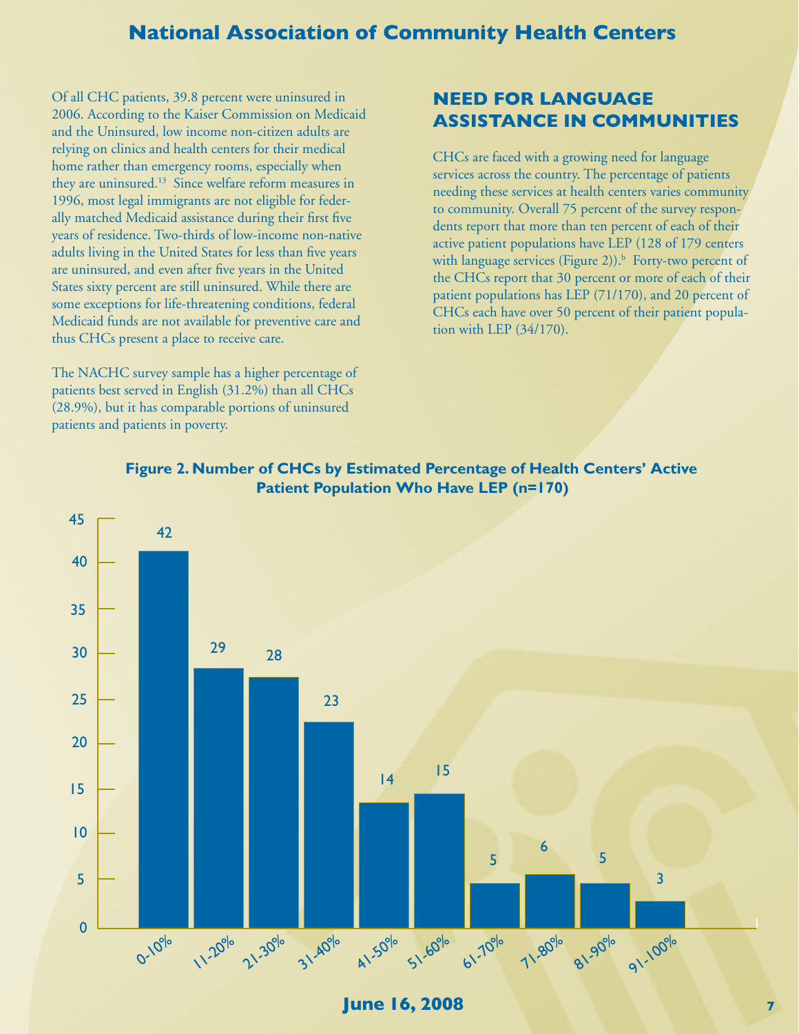Of all CHC patients, 39.8 percent were uninsured in 2006. According to the Kaiser Commission on Medicaid and the Uninsured, low income non-citizen adults are relying on clinics and health centers for their medical home rather than emergency rooms, especially when they are uninsured.[13] Since welfare reform measures in 1996, most legal immigrants are not eligible for federally matched Medicaid assistance during their first five years of residence. Two-thirds of low-income non-native adults living in the United States for less than five years are uninsured, and even after five years in the United States sixty percent are still uninsured. While there are some exceptions for life-threatening conditions, federal Medicaid funds are not available for preventive care and thus CHCs present a place to receive care.

The NACHC survey sample has a higher percentage of patients best served in English (31.2%) than all CHCs (28.9%), but it has comparable portions of uninsured patients and patients in poverty.

## NEED FOR LANGUAGE ASSISTANCE IN COMMUNITIES

CHCs are faced with a growing need for language services across the country. The percentage of patients needing these services at health centers varies community to community. Overall 75 percent of the survey respondents report that more than ten percent of each of their active patient populations have LEP (128 of 179 centers with language services (Figure 2)).[b] Forty-two percent of the CHCs report that 30 percent or more of each of their patient populations has LEP (71/170), and 20 percent of CHCs each have over 50 percent of their patient population with LEP (34/170).

**Figure 2. Number of CHCs by Estimated Percentage of Health Centers' Active Patient Population Who Have LEP (n=170)**

| Percentage of Patients with LEP | Number of CHCs |
| --- | --- |
| 0-10% | 42 |
| 11-20% | 29 |
| 21-30% | 28 |
| 31-40% | 23 |
| 41-50% | 14 |
| 51-60% | 15 |
| 61-70% | 5 |
| 71-80% | 6 |
| 81-90% | 5 |
| 91-100% | 3 |

June 16, 2008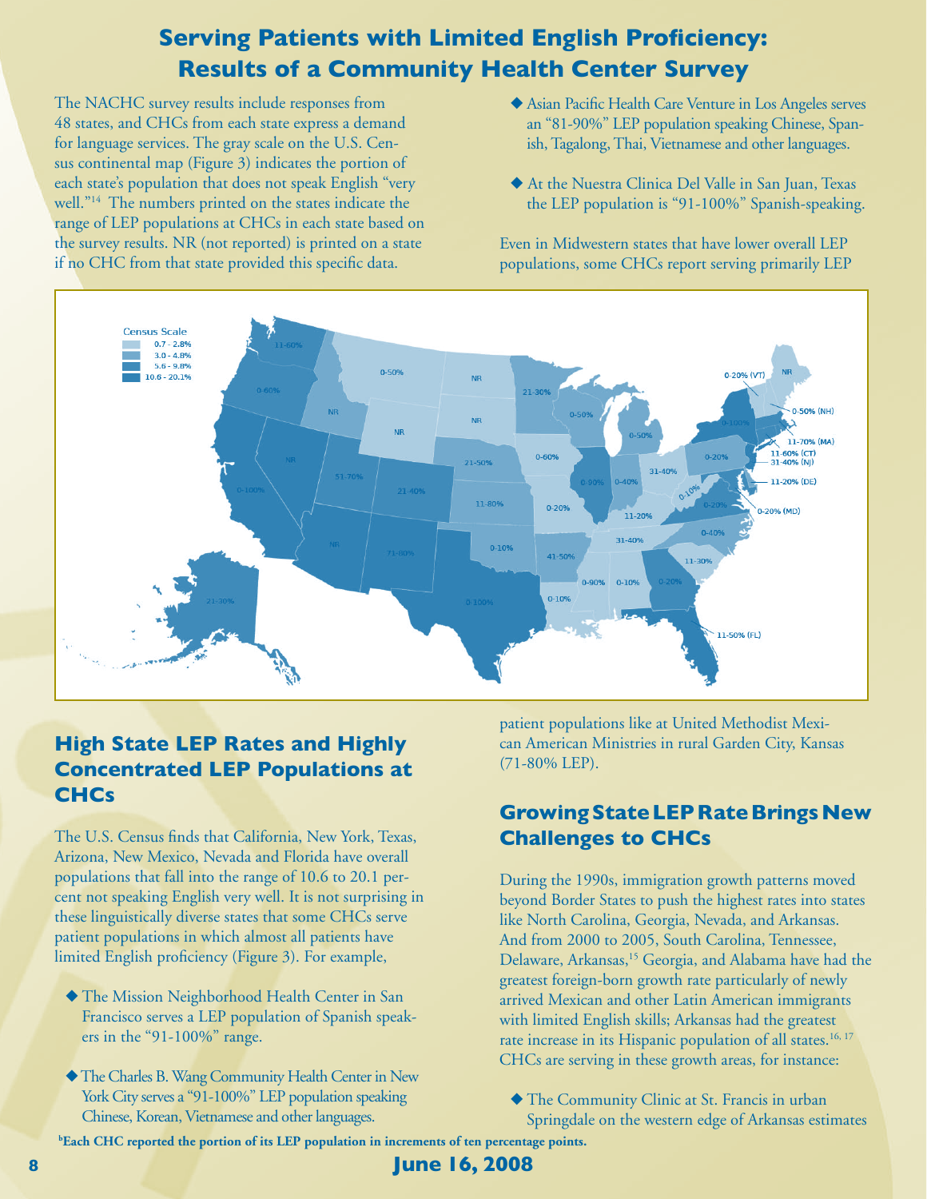# Serving Patients with Limited English Proficiency: Results of a Community Health Center Survey

The NACHC survey results include responses from 48 states, and CHCs from each state express a demand for language services. The gray scale on the U.S. Census continental map (Figure 3) indicates the portion of each state's population that does not speak English "very well."[14] The numbers printed on the states indicate the range of LEP populations at CHCs in each state based on the survey results. NR (not reported) is printed on a state if no CHC from that state provided this specific data.

## High State LEP Rates and Highly Concentrated LEP Populations at CHCs

The U.S. Census finds that California, New York, Texas, Arizona, New Mexico, Nevada and Florida have overall populations that fall into the range of 10.6 to 20.1 percent not speaking English very well. It is not surprising in these linguistically diverse states that some CHCs serve patient populations in which almost all patients have limited English proficiency (Figure 3). For example,

- ◆ The Mission Neighborhood Health Center in San Francisco serves a LEP population of Spanish speakers in the "91-100%" range.
- ◆ The Charles B. Wang Community Health Center in New York City serves a "91-100%" LEP population speaking Chinese, Korean, Vietnamese and other languages.
- ◆ Asian Pacific Health Care Venture in Los Angeles serves an "81-90%" LEP population speaking Chinese, Spanish, Tagalong, Thai, Vietnamese and other languages.
- ◆ At the Nuestra Clinica Del Valle in San Juan, Texas the LEP population is "91-100%" Spanish-speaking.

Even in Midwestern states that have lower overall LEP populations, some CHCs report serving primarily LEP patient populations like at United Methodist Mexican American Ministries in rural Garden City, Kansas (71-80% LEP).

## Growing State LEP Rate Brings New Challenges to CHCs

During the 1990s, immigration growth patterns moved beyond Border States to push the highest rates into states like North Carolina, Georgia, Nevada, and Arkansas. And from 2000 to 2005, South Carolina, Tennessee, Delaware, Arkansas,[15] Georgia, and Alabama have had the greatest foreign-born growth rate particularly of newly arrived Mexican and other Latin American immigrants with limited English skills; Arkansas had the greatest rate increase in its Hispanic population of all states.[16, 17] CHCs are serving in these growth areas, for instance:

- ◆ The Community Clinic at St. Francis in urban Springdale on the western edge of Arkansas estimates

[b]Each CHC reported the portion of its LEP population in increments of ten percentage points.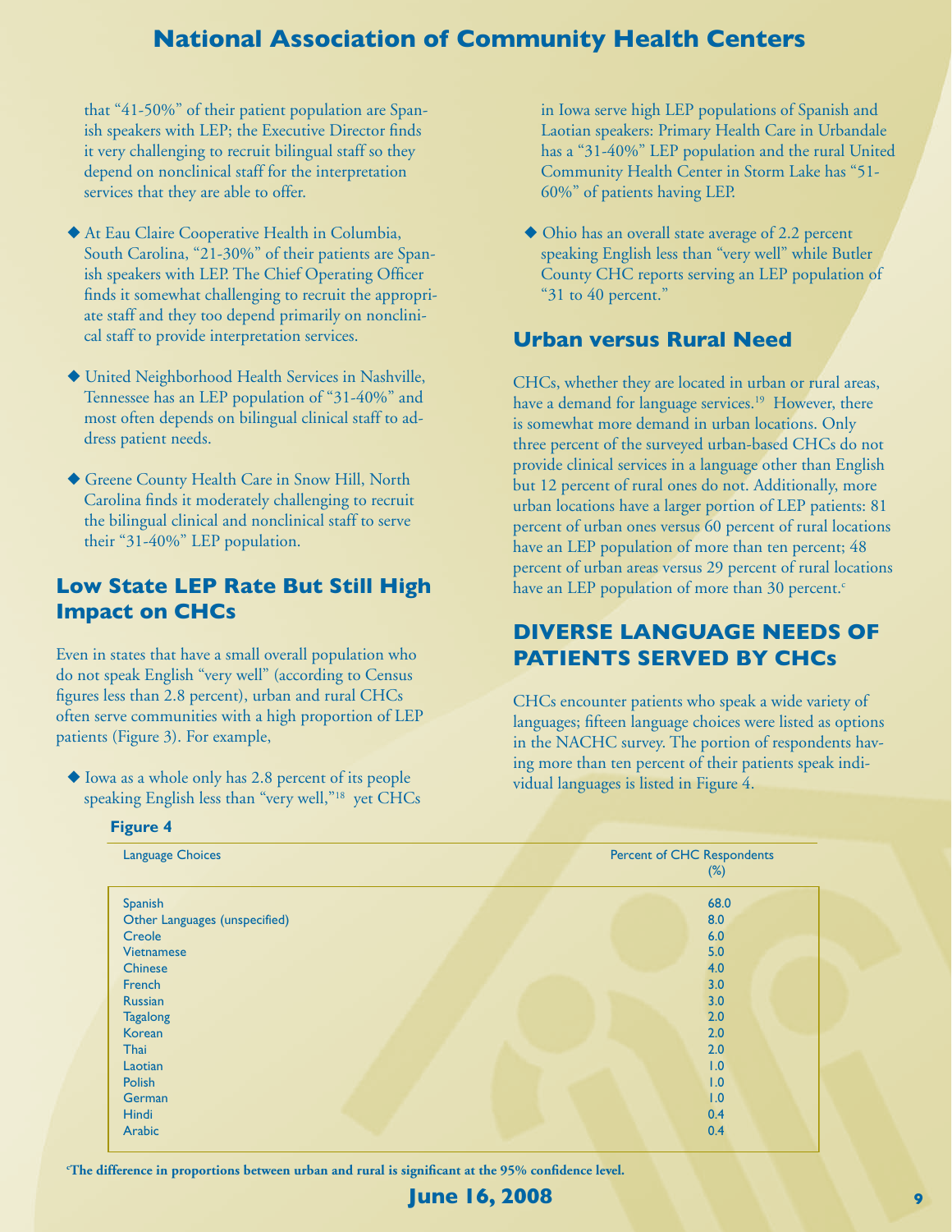that "41-50%" of their patient population are Spanish speakers with LEP; the Executive Director finds it very challenging to recruit bilingual staff so they depend on nonclinical staff for the interpretation services that they are able to offer.

- At Eau Claire Cooperative Health in Columbia, South Carolina, "21-30%" of their patients are Spanish speakers with LEP. The Chief Operating Officer finds it somewhat challenging to recruit the appropriate staff and they too depend primarily on nonclinical staff to provide interpretation services.

- United Neighborhood Health Services in Nashville, Tennessee has an LEP population of "31-40%" and most often depends on bilingual clinical staff to address patient needs.

- Greene County Health Care in Snow Hill, North Carolina finds it moderately challenging to recruit the bilingual clinical and nonclinical staff to serve their "31-40%" LEP population.

## Low State LEP Rate But Still High Impact on CHCs

Even in states that have a small overall population who do not speak English "very well" (according to Census figures less than 2.8 percent), urban and rural CHCs often serve communities with a high proportion of LEP patients (Figure 3). For example,

- Iowa as a whole only has 2.8 percent of its people speaking English less than "very well,"[18] yet CHCs in Iowa serve high LEP populations of Spanish and Laotian speakers: Primary Health Care in Urbandale has a "31-40%" LEP population and the rural United Community Health Center in Storm Lake has "51-60%" of patients having LEP.

- Ohio has an overall state average of 2.2 percent speaking English less than "very well" while Butler County CHC reports serving an LEP population of "31 to 40 percent."

## Urban versus Rural Need

CHCs, whether they are located in urban or rural areas, have a demand for language services.[19] However, there is somewhat more demand in urban locations. Only three percent of the surveyed urban-based CHCs do not provide clinical services in a language other than English but 12 percent of rural ones do not. Additionally, more urban locations have a larger portion of LEP patients: 81 percent of urban ones versus 60 percent of rural locations have an LEP population of more than ten percent; 48 percent of urban areas versus 29 percent of rural locations have an LEP population of more than 30 percent.[c]

## DIVERSE LANGUAGE NEEDS OF PATIENTS SERVED BY CHCs

CHCs encounter patients who speak a wide variety of languages; fifteen language choices were listed as options in the NACHC survey. The portion of respondents having more than ten percent of their patients speak individual languages is listed in Figure 4.

**Figure 4**

| Language Choices | Percent of CHC Respondents (%) |
|---|---|
| Spanish | 68.0 |
| Other Languages (unspecified) | 8.0 |
| Creole | 6.0 |
| Vietnamese | 5.0 |
| Chinese | 4.0 |
| French | 3.0 |
| Russian | 3.0 |
| Tagalong | 2.0 |
| Korean | 2.0 |
| Thai | 2.0 |
| Laotian | 1.0 |
| Polish | 1.0 |
| German | 1.0 |
| Hindi | 0.4 |
| Arabic | 0.4 |

[c] **The difference in proportions between urban and rural is significant at the 95% confidence level.**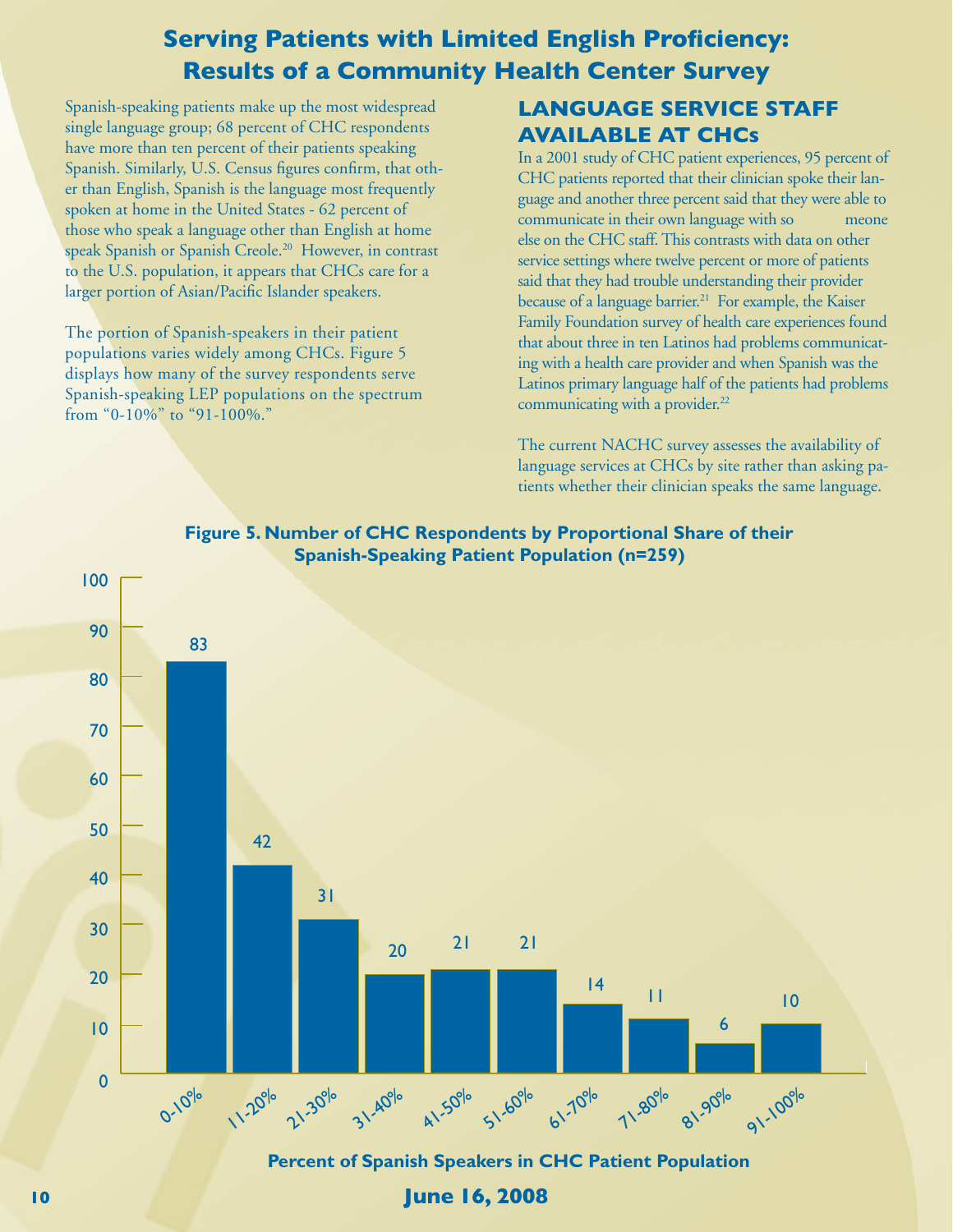# Serving Patients with Limited English Proficiency: Results of a Community Health Center Survey

Spanish-speaking patients make up the most widespread single language group; 68 percent of CHC respondents have more than ten percent of their patients speaking Spanish. Similarly, U.S. Census figures confirm, that other than English, Spanish is the language most frequently spoken at home in the United States - 62 percent of those who speak a language other than English at home speak Spanish or Spanish Creole.[20] However, in contrast to the U.S. population, it appears that CHCs care for a larger portion of Asian/Pacific Islander speakers.

The portion of Spanish-speakers in their patient populations varies widely among CHCs. Figure 5 displays how many of the survey respondents serve Spanish-speaking LEP populations on the spectrum from "0-10%" to "91-100%."

## LANGUAGE SERVICE STAFF AVAILABLE AT CHCs

In a 2001 study of CHC patient experiences, 95 percent of CHC patients reported that their clinician spoke their language and another three percent said that they were able to communicate in their own language with someone else on the CHC staff. This contrasts with data on other service settings where twelve percent or more of patients said that they had trouble understanding their provider because of a language barrier.[21] For example, the Kaiser Family Foundation survey of health care experiences found that about three in ten Latinos had problems communicating with a health care provider and when Spanish was the Latinos primary language half of the patients had problems communicating with a provider.[22]

The current NACHC survey assesses the availability of language services at CHCs by site rather than asking patients whether their clinician speaks the same language.

**Figure 5. Number of CHC Respondents by Proportional Share of their Spanish-Speaking Patient Population (n=259)**

| Percent of Spanish Speakers in CHC Patient Population | Number of CHC Respondents |
| --- | --- |
| 0-10% | 83 |
| 11-20% | 42 |
| 21-30% | 31 |
| 31-40% | 20 |
| 41-50% | 21 |
| 51-60% | 21 |
| 61-70% | 14 |
| 71-80% | 11 |
| 81-90% | 6 |
| 91-100% | 10 |

June 16, 2008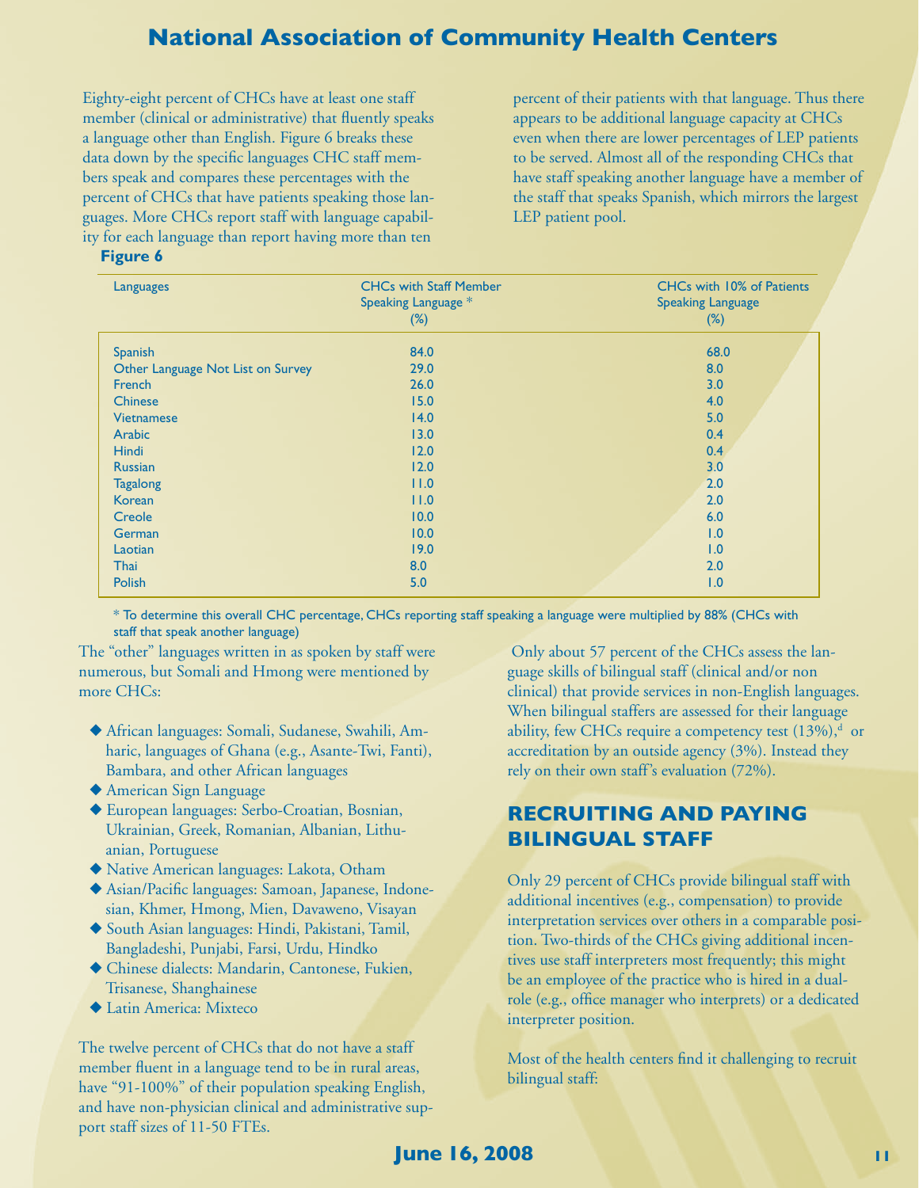Eighty-eight percent of CHCs have at least one staff member (clinical or administrative) that fluently speaks a language other than English. Figure 6 breaks these data down by the specific languages CHC staff members speak and compares these percentages with the percent of CHCs that have patients speaking those languages. More CHCs report staff with language capability for each language than report having more than ten percent of their patients with that language. Thus there appears to be additional language capacity at CHCs even when there are lower percentages of LEP patients to be served. Almost all of the responding CHCs that have staff speaking another language have a member of the staff that speaks Spanish, which mirrors the largest LEP patient pool.

**Figure 6**

| Languages | CHCs with Staff Member Speaking Language * (%) | CHCs with 10% of Patients Speaking Language (%) |
|---|---|---|
| Spanish | 84.0 | 68.0 |
| Other Language Not List on Survey | 29.0 | 8.0 |
| French | 26.0 | 3.0 |
| Chinese | 15.0 | 4.0 |
| Vietnamese | 14.0 | 5.0 |
| Arabic | 13.0 | 0.4 |
| Hindi | 12.0 | 0.4 |
| Russian | 12.0 | 3.0 |
| Tagalong | 11.0 | 2.0 |
| Korean | 11.0 | 2.0 |
| Creole | 10.0 | 6.0 |
| German | 10.0 | 1.0 |
| Laotian | 19.0 | 1.0 |
| Thai | 8.0 | 2.0 |
| Polish | 5.0 | 1.0 |

\* To determine this overall CHC percentage, CHCs reporting staff speaking a language were multiplied by 88% (CHCs with staff that speak another language)

The "other" languages written in as spoken by staff were numerous, but Somali and Hmong were mentioned by more CHCs:

- African languages: Somali, Sudanese, Swahili, Amharic, languages of Ghana (e.g., Asante-Twi, Fanti), Bambara, and other African languages
- American Sign Language
- European languages: Serbo-Croatian, Bosnian, Ukrainian, Greek, Romanian, Albanian, Lithuanian, Portuguese
- Native American languages: Lakota, Otham
- Asian/Pacific languages: Samoan, Japanese, Indonesian, Khmer, Hmong, Mien, Davaweno, Visayan
- South Asian languages: Hindi, Pakistani, Tamil, Bangladeshi, Punjabi, Farsi, Urdu, Hindko
- Chinese dialects: Mandarin, Cantonese, Fukien, Trisanese, Shanghainese
- Latin America: Mixteco

The twelve percent of CHCs that do not have a staff member fluent in a language tend to be in rural areas, have "91-100%" of their population speaking English, and have non-physician clinical and administrative support staff sizes of 11-50 FTEs.

Only about 57 percent of the CHCs assess the language skills of bilingual staff (clinical and/or non clinical) that provide services in non-English languages. When bilingual staffers are assessed for their language ability, few CHCs require a competency test (13%),[d] or accreditation by an outside agency (3%). Instead they rely on their own staff's evaluation (72%).

## RECRUITING AND PAYING BILINGUAL STAFF

Only 29 percent of CHCs provide bilingual staff with additional incentives (e.g., compensation) to provide interpretation services over others in a comparable position. Two-thirds of the CHCs giving additional incentives use staff interpreters most frequently; this might be an employee of the practice who is hired in a dual-role (e.g., office manager who interprets) or a dedicated interpreter position.

Most of the health centers find it challenging to recruit bilingual staff: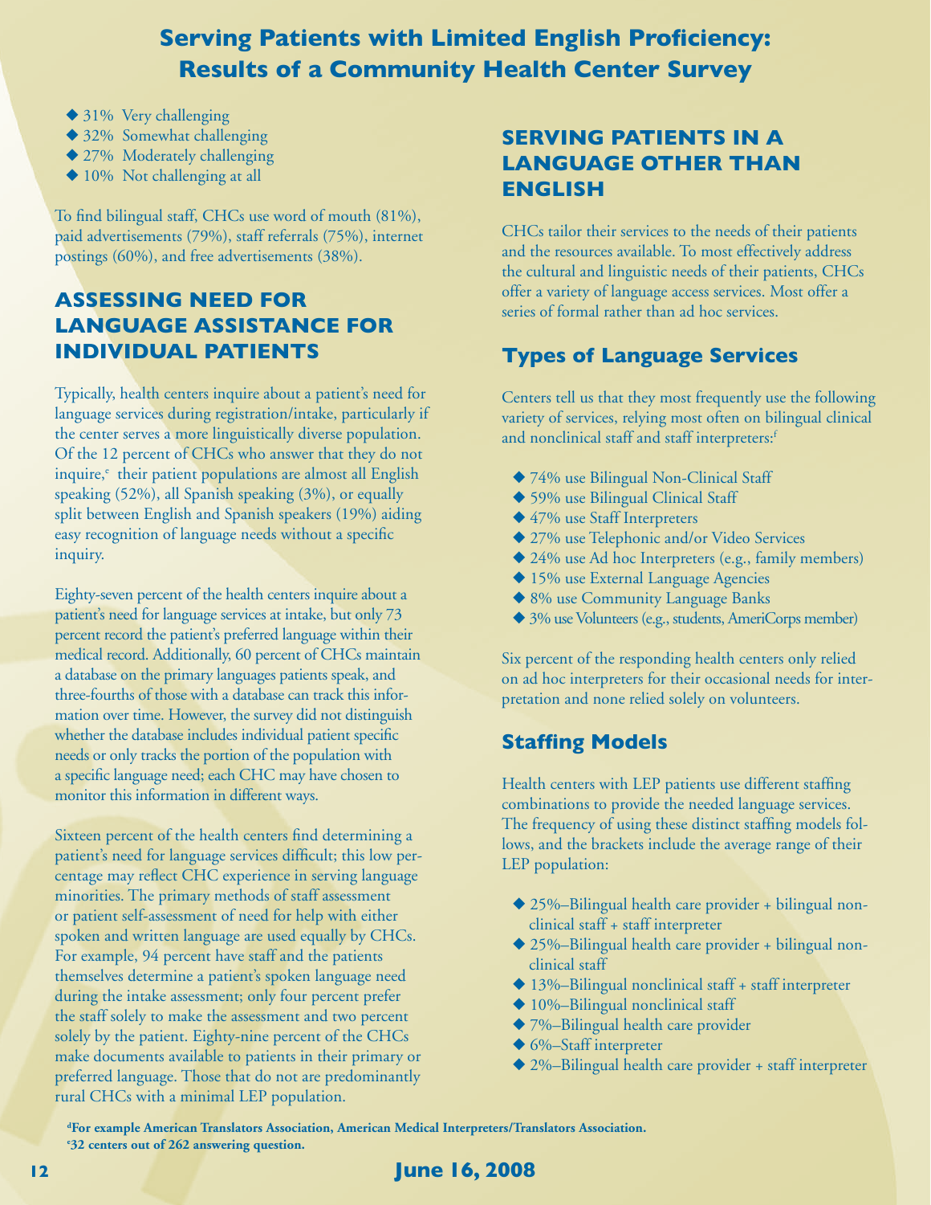# Serving Patients with Limited English Proficiency: Results of a Community Health Center Survey

- ◆ 31% Very challenging
- ◆ 32% Somewhat challenging
- ◆ 27% Moderately challenging
- ◆ 10% Not challenging at all

To find bilingual staff, CHCs use word of mouth (81%), paid advertisements (79%), staff referrals (75%), internet postings (60%), and free advertisements (38%).

## ASSESSING NEED FOR LANGUAGE ASSISTANCE FOR INDIVIDUAL PATIENTS

Typically, health centers inquire about a patient's need for language services during registration/intake, particularly if the center serves a more linguistically diverse population. Of the 12 percent of CHCs who answer that they do not inquire,[e] their patient populations are almost all English speaking (52%), all Spanish speaking (3%), or equally split between English and Spanish speakers (19%) aiding easy recognition of language needs without a specific inquiry.

Eighty-seven percent of the health centers inquire about a patient's need for language services at intake, but only 73 percent record the patient's preferred language within their medical record. Additionally, 60 percent of CHCs maintain a database on the primary languages patients speak, and three-fourths of those with a database can track this information over time. However, the survey did not distinguish whether the database includes individual patient specific needs or only tracks the portion of the population with a specific language need; each CHC may have chosen to monitor this information in different ways.

Sixteen percent of the health centers find determining a patient's need for language services difficult; this low percentage may reflect CHC experience in serving language minorities. The primary methods of staff assessment or patient self-assessment of need for help with either spoken and written language are used equally by CHCs. For example, 94 percent have staff and the patients themselves determine a patient's spoken language need during the intake assessment; only four percent prefer the staff solely to make the assessment and two percent solely by the patient. Eighty-nine percent of the CHCs make documents available to patients in their primary or preferred language. Those that do not are predominantly rural CHCs with a minimal LEP population.

## SERVING PATIENTS IN A LANGUAGE OTHER THAN ENGLISH

CHCs tailor their services to the needs of their patients and the resources available. To most effectively address the cultural and linguistic needs of their patients, CHCs offer a variety of language access services. Most offer a series of formal rather than ad hoc services.

### Types of Language Services

Centers tell us that they most frequently use the following variety of services, relying most often on bilingual clinical and nonclinical staff and staff interpreters:[f]

- ◆ 74% use Bilingual Non-Clinical Staff
- ◆ 59% use Bilingual Clinical Staff
- ◆ 47% use Staff Interpreters
- ◆ 27% use Telephonic and/or Video Services
- ◆ 24% use Ad hoc Interpreters (e.g., family members)
- ◆ 15% use External Language Agencies
- ◆ 8% use Community Language Banks
- ◆ 3% use Volunteers (e.g., students, AmeriCorps member)

Six percent of the responding health centers only relied on ad hoc interpreters for their occasional needs for interpretation and none relied solely on volunteers.

### Staffing Models

Health centers with LEP patients use different staffing combinations to provide the needed language services. The frequency of using these distinct staffing models follows, and the brackets include the average range of their LEP population:

- ◆ 25%–Bilingual health care provider + bilingual non-clinical staff + staff interpreter
- ◆ 25%–Bilingual health care provider + bilingual non-clinical staff
- ◆ 13%–Bilingual nonclinical staff + staff interpreter
- ◆ 10%–Bilingual nonclinical staff
- ◆ 7%–Bilingual health care provider
- ◆ 6%–Staff interpreter
- ◆ 2%–Bilingual health care provider + staff interpreter

**[d]For example American Translators Association, American Medical Interpreters/Translators Association.**
**[e]32 centers out of 262 answering question.**

**June 16, 2008**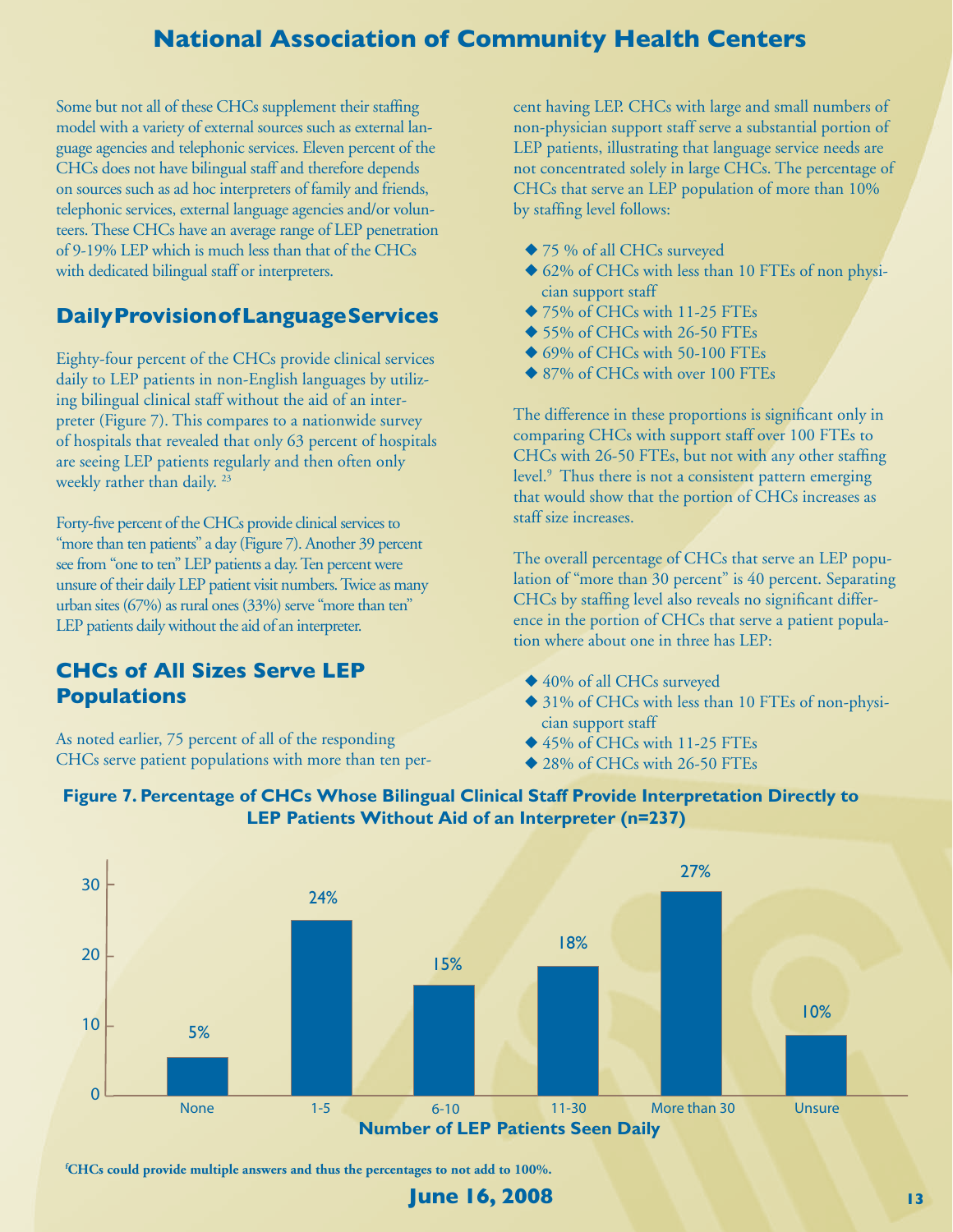Some but not all of these CHCs supplement their staffing model with a variety of external sources such as external language agencies and telephonic services. Eleven percent of the CHCs does not have bilingual staff and therefore depends on sources such as ad hoc interpreters of family and friends, telephonic services, external language agencies and/or volunteers. These CHCs have an average range of LEP penetration of 9-19% LEP which is much less than that of the CHCs with dedicated bilingual staff or interpreters.

## Daily Provision of Language Services

Eighty-four percent of the CHCs provide clinical services daily to LEP patients in non-English languages by utilizing bilingual clinical staff without the aid of an interpreter (Figure 7). This compares to a nationwide survey of hospitals that revealed that only 63 percent of hospitals are seeing LEP patients regularly and then often only weekly rather than daily. [23]

Forty-five percent of the CHCs provide clinical services to "more than ten patients" a day (Figure 7). Another 39 percent see from "one to ten" LEP patients a day. Ten percent were unsure of their daily LEP patient visit numbers. Twice as many urban sites (67%) as rural ones (33%) serve "more than ten" LEP patients daily without the aid of an interpreter.

## CHCs of All Sizes Serve LEP Populations

As noted earlier, 75 percent of all of the responding CHCs serve patient populations with more than ten percent having LEP. CHCs with large and small numbers of non-physician support staff serve a substantial portion of LEP patients, illustrating that language service needs are not concentrated solely in large CHCs. The percentage of CHCs that serve an LEP population of more than 10% by staffing level follows:

- 75 % of all CHCs surveyed
- 62% of CHCs with less than 10 FTEs of non physician support staff
- 75% of CHCs with 11-25 FTEs
- 55% of CHCs with 26-50 FTEs
- 69% of CHCs with 50-100 FTEs
- 87% of CHCs with over 100 FTEs

The difference in these proportions is significant only in comparing CHCs with support staff over 100 FTEs to CHCs with 26-50 FTEs, but not with any other staffing level.[9] Thus there is not a consistent pattern emerging that would show that the portion of CHCs increases as staff size increases.

The overall percentage of CHCs that serve an LEP population of "more than 30 percent" is 40 percent. Separating CHCs by staffing level also reveals no significant difference in the portion of CHCs that serve a patient population where about one in three has LEP:

- 40% of all CHCs surveyed
- 31% of CHCs with less than 10 FTEs of non-physician support staff
- 45% of CHCs with 11-25 FTEs
- 28% of CHCs with 26-50 FTEs

**Figure 7. Percentage of CHCs Whose Bilingual Clinical Staff Provide Interpretation Directly to LEP Patients Without Aid of an Interpreter (n=237)**

| Number of LEP Patients Seen Daily | Percentage |
|---|---|
| None | 5% |
| 1-5 | 24% |
| 6-10 | 15% |
| 11-30 | 18% |
| More than 30 | 27% |
| Unsure | 10% |

[f] **CHCs could provide multiple answers and thus the percentages to not add to 100%.**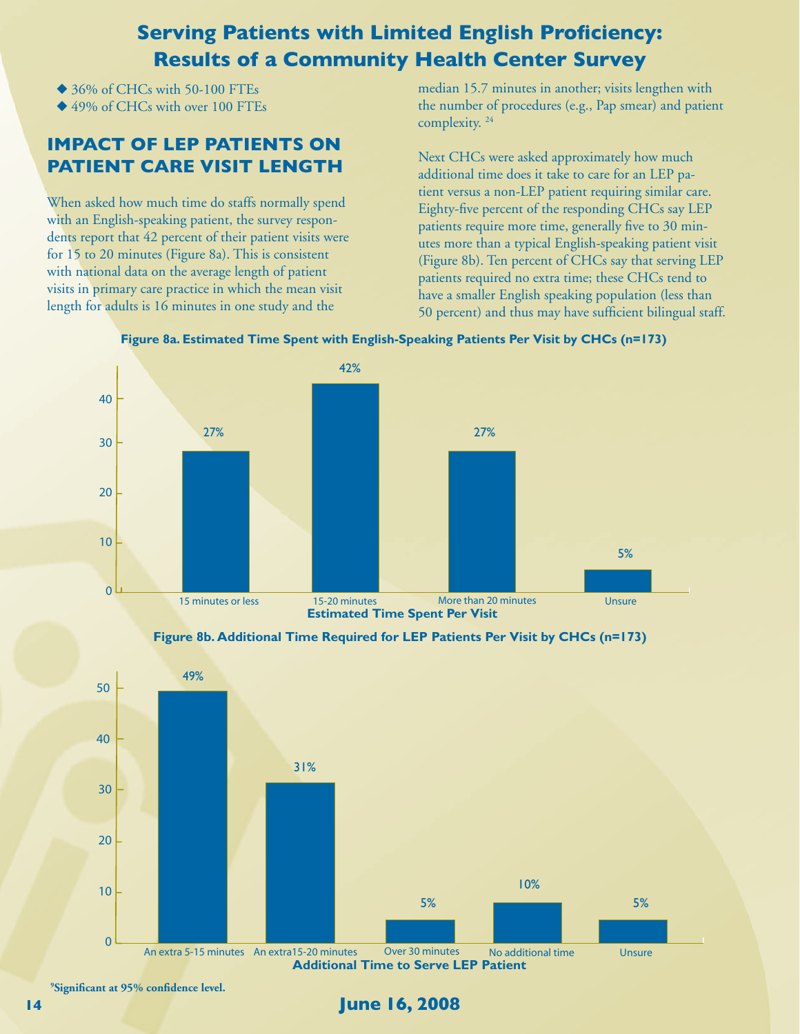- 36% of CHCs with 50-100 FTEs
- 49% of CHCs with over 100 FTEs

## IMPACT OF LEP PATIENTS ON PATIENT CARE VISIT LENGTH

When asked how much time do staffs normally spend with an English-speaking patient, the survey respondents report that 42 percent of their patient visits were for 15 to 20 minutes (Figure 8a). This is consistent with national data on the average length of patient visits in primary care practice in which the mean visit length for adults is 16 minutes in one study and the median 15.7 minutes in another; visits lengthen with the number of procedures (e.g., Pap smear) and patient complexity. [24]

Next CHCs were asked approximately how much additional time does it take to care for an LEP patient versus a non-LEP patient requiring similar care. Eighty-five percent of the responding CHCs say LEP patients require more time, generally five to 30 minutes more than a typical English-speaking patient visit (Figure 8b). Ten percent of CHCs say that serving LEP patients required no extra time; these CHCs tend to have a smaller English speaking population (less than 50 percent) and thus may have sufficient bilingual staff.

**Figure 8a. Estimated Time Spent with English-Speaking Patients Per Visit by CHCs (n=173)**

| Estimated Time Spent Per Visit | Percent |
|---|---|
| 15 minutes or less | 27% |
| 15-20 minutes | 42% |
| More than 20 minutes | 27% |
| Unsure | 5% |

**Figure 8b. Additional Time Required for LEP Patients Per Visit by CHCs (n=173)**

| Additional Time to Serve LEP Patient | Percent |
|---|---|
| An extra 5-15 minutes | 49% |
| An extra15-20 minutes | 31% |
| Over 30 minutes | 5% |
| No additional time | 10% |
| Unsure | 5% |

[9]Significant at 95% confidence level.

**June 16, 2008**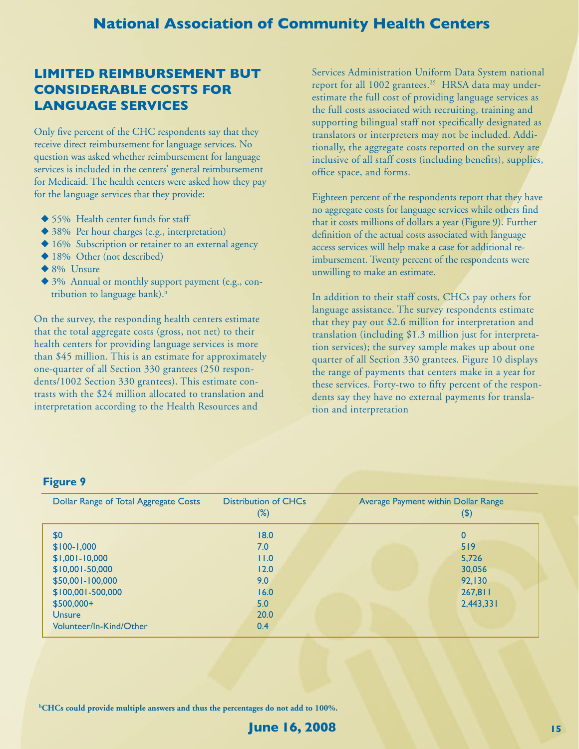## LIMITED REIMBURSEMENT BUT CONSIDERABLE COSTS FOR LANGUAGE SERVICES

Only five percent of the CHC respondents say that they receive direct reimbursement for language services. No question was asked whether reimbursement for language services is included in the centers' general reimbursement for Medicaid. The health centers were asked how they pay for the language services that they provide:

- 55% Health center funds for staff
- 38% Per hour charges (e.g., interpretation)
- 16% Subscription or retainer to an external agency
- 18% Other (not described)
- 8% Unsure
- 3% Annual or monthly support payment (e.g., contribution to language bank).[h]

On the survey, the responding health centers estimate that the total aggregate costs (gross, not net) to their health centers for providing language services is more than $45 million. This is an estimate for approximately one-quarter of all Section 330 grantees (250 respondents/1002 Section 330 grantees). This estimate contrasts with the $24 million allocated to translation and interpretation according to the Health Resources and Services Administration Uniform Data System national report for all 1002 grantees.[25] HRSA data may underestimate the full cost of providing language services as the full costs associated with recruiting, training and supporting bilingual staff not specifically designated as translators or interpreters may not be included. Additionally, the aggregate costs reported on the survey are inclusive of all staff costs (including benefits), supplies, office space, and forms.

Eighteen percent of the respondents report that they have no aggregate costs for language services while others find that it costs millions of dollars a year (Figure 9). Further definition of the actual costs associated with language access services will help make a case for additional reimbursement. Twenty percent of the respondents were unwilling to make an estimate.

In addition to their staff costs, CHCs pay others for language assistance. The survey respondents estimate that they pay out $2.6 million for interpretation and translation (including $1.3 million just for interpretation services); the survey sample makes up about one quarter of all Section 330 grantees. Figure 10 displays the range of payments that centers make in a year for these services. Forty-two to fifty percent of the respondents say they have no external payments for translation and interpretation

**Figure 9**

| Dollar Range of Total Aggregate Costs | Distribution of CHCs (%) | Average Payment within Dollar Range ($) |
|---|---|---|
| $0 | 18.0 | 0 |
| $100-1,000 | 7.0 | 519 |
| $1,001-10,000 | 11.0 | 5,726 |
| $10,001-50,000 | 12.0 | 30,056 |
| $50,001-100,000 | 9.0 | 92,130 |
| $100,001-500,000 | 16.0 | 267,811 |
| $500,000+ | 5.0 | 2,443,331 |
| Unsure | 20.0 | |
| Volunteer/In-Kind/Other | 0.4 | |

**[h]CHCs could provide multiple answers and thus the percentages do not add to 100%.**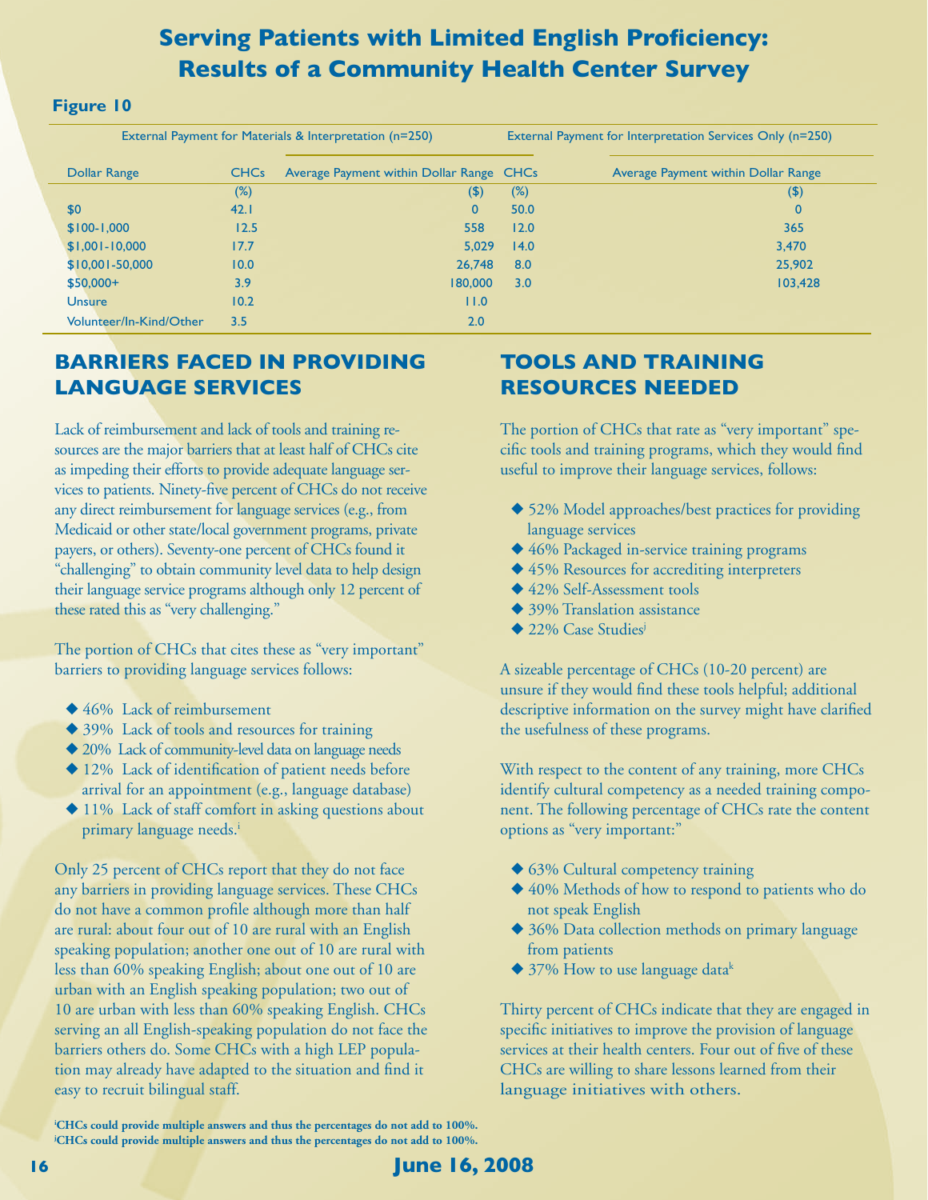# Serving Patients with Limited English Proficiency: Results of a Community Health Center Survey

**Figure 10**

| | External Payment for Materials & Interpretation (n=250) | | External Payment for Interpretation Services Only (n=250) | |
|---|---|---|---|---|
| Dollar Range | CHCs | Average Payment within Dollar Range | CHCs | Average Payment within Dollar Range |
| | (%) | ($) | (%) | ($) |
| $0 | 42.1 | 0 | 50.0 | 0 |
| $100-1,000 | 12.5 | 558 | 12.0 | 365 |
| $1,001-10,000 | 17.7 | 5,029 | 14.0 | 3,470 |
| $10,001-50,000 | 10.0 | 26,748 | 8.0 | 25,902 |
| $50,000+ | 3.9 | 180,000 | 3.0 | 103,428 |
| Unsure | 10.2 | | 11.0 | |
| Volunteer/In-Kind/Other | 3.5 | | 2.0 | |

## BARRIERS FACED IN PROVIDING LANGUAGE SERVICES

Lack of reimbursement and lack of tools and training resources are the major barriers that at least half of CHCs cite as impeding their efforts to provide adequate language services to patients. Ninety-five percent of CHCs do not receive any direct reimbursement for language services (e.g., from Medicaid or other state/local government programs, private payers, or others). Seventy-one percent of CHCs found it "challenging" to obtain community level data to help design their language service programs although only 12 percent of these rated this as "very challenging."

The portion of CHCs that cites these as "very important" barriers to providing language services follows:

- 46% Lack of reimbursement
- 39% Lack of tools and resources for training
- 20% Lack of community-level data on language needs
- 12% Lack of identification of patient needs before arrival for an appointment (e.g., language database)
- 11% Lack of staff comfort in asking questions about primary language needs.[i]

Only 25 percent of CHCs report that they do not face any barriers in providing language services. These CHCs do not have a common profile although more than half are rural: about four out of 10 are rural with an English speaking population; another one out of 10 are rural with less than 60% speaking English; about one out of 10 are urban with an English speaking population; two out of 10 are urban with less than 60% speaking English. CHCs serving an all English-speaking population do not face the barriers others do. Some CHCs with a high LEP population may already have adapted to the situation and find it easy to recruit bilingual staff.

## TOOLS AND TRAINING RESOURCES NEEDED

The portion of CHCs that rate as "very important" specific tools and training programs, which they would find useful to improve their language services, follows:

- 52% Model approaches/best practices for providing language services
- 46% Packaged in-service training programs
- 45% Resources for accrediting interpreters
- 42% Self-Assessment tools
- 39% Translation assistance
- 22% Case Studies[j]

A sizeable percentage of CHCs (10-20 percent) are unsure if they would find these tools helpful; additional descriptive information on the survey might have clarified the usefulness of these programs.

With respect to the content of any training, more CHCs identify cultural competency as a needed training component. The following percentage of CHCs rate the content options as "very important:"

- 63% Cultural competency training
- 40% Methods of how to respond to patients who do not speak English
- 36% Data collection methods on primary language from patients
- 37% How to use language data[k]

Thirty percent of CHCs indicate that they are engaged in specific initiatives to improve the provision of language services at their health centers. Four out of five of these CHCs are willing to share lessons learned from their language initiatives with others.

**[i]CHCs could provide multiple answers and thus the percentages do not add to 100%.**
**[j]CHCs could provide multiple answers and thus the percentages do not add to 100%.**

**June 16, 2008**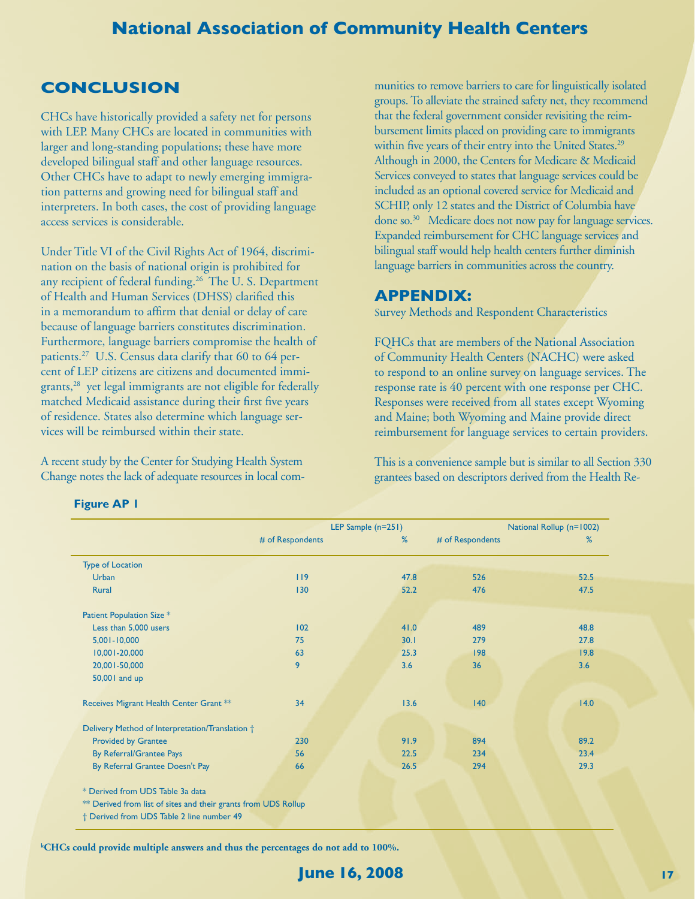## CONCLUSION

CHCs have historically provided a safety net for persons with LEP. Many CHCs are located in communities with larger and long-standing populations; these have more developed bilingual staff and other language resources. Other CHCs have to adapt to newly emerging immigration patterns and growing need for bilingual staff and interpreters. In both cases, the cost of providing language access services is considerable.

Under Title VI of the Civil Rights Act of 1964, discrimination on the basis of national origin is prohibited for any recipient of federal funding.[26] The U. S. Department of Health and Human Services (DHSS) clarified this in a memorandum to affirm that denial or delay of care because of language barriers constitutes discrimination. Furthermore, language barriers compromise the health of patients.[27] U.S. Census data clarify that 60 to 64 percent of LEP citizens are citizens and documented immigrants,[28] yet legal immigrants are not eligible for federally matched Medicaid assistance during their first five years of residence. States also determine which language services will be reimbursed within their state.

A recent study by the Center for Studying Health System Change notes the lack of adequate resources in local communities to remove barriers to care for linguistically isolated groups. To alleviate the strained safety net, they recommend that the federal government consider revisiting the reimbursement limits placed on providing care to immigrants within five years of their entry into the United States.[29] Although in 2000, the Centers for Medicare & Medicaid Services conveyed to states that language services could be included as an optional covered service for Medicaid and SCHIP, only 12 states and the District of Columbia have done so.[30] Medicare does not now pay for language services. Expanded reimbursement for CHC language services and bilingual staff would help health centers further diminish language barriers in communities across the country.

## APPENDIX:

Survey Methods and Respondent Characteristics

FQHCs that are members of the National Association of Community Health Centers (NACHC) were asked to respond to an online survey on language services. The response rate is 40 percent with one response per CHC. Responses were received from all states except Wyoming and Maine; both Wyoming and Maine provide direct reimbursement for language services to certain providers.

This is a convenience sample but is similar to all Section 330 grantees based on descriptors derived from the Health Re-

**Figure AP 1**

| | LEP Sample (n=251) | | National Rollup (n=1002) | |
|---|---|---|---|---|
| | # of Respondents | % | # of Respondents | % |
| Type of Location | | | | |
| Urban | 119 | 47.8 | 526 | 52.5 |
| Rural | 130 | 52.2 | 476 | 47.5 |
| Patient Population Size * | | | | |
| Less than 5,000 users | 102 | 41.0 | 489 | 48.8 |
| 5,001-10,000 | 75 | 30.1 | 279 | 27.8 |
| 10,001-20,000 | 63 | 25.3 | 198 | 19.8 |
| 20,001-50,000 | 9 | 3.6 | 36 | 3.6 |
| 50,001 and up | | | | |
| Receives Migrant Health Center Grant ** | 34 | 13.6 | 140 | 14.0 |
| Delivery Method of Interpretation/Translation † | | | | |
| Provided by Grantee | 230 | 91.9 | 894 | 89.2 |
| By Referral/Grantee Pays | 56 | 22.5 | 234 | 23.4 |
| By Referral Grantee Doesn't Pay | 66 | 26.5 | 294 | 29.3 |

\* Derived from UDS Table 3a data

** Derived from list of sites and their grants from UDS Rollup

† Derived from UDS Table 2 line number 49

**[k]CHCs could provide multiple answers and thus the percentages do not add to 100%.**

**June 16, 2008**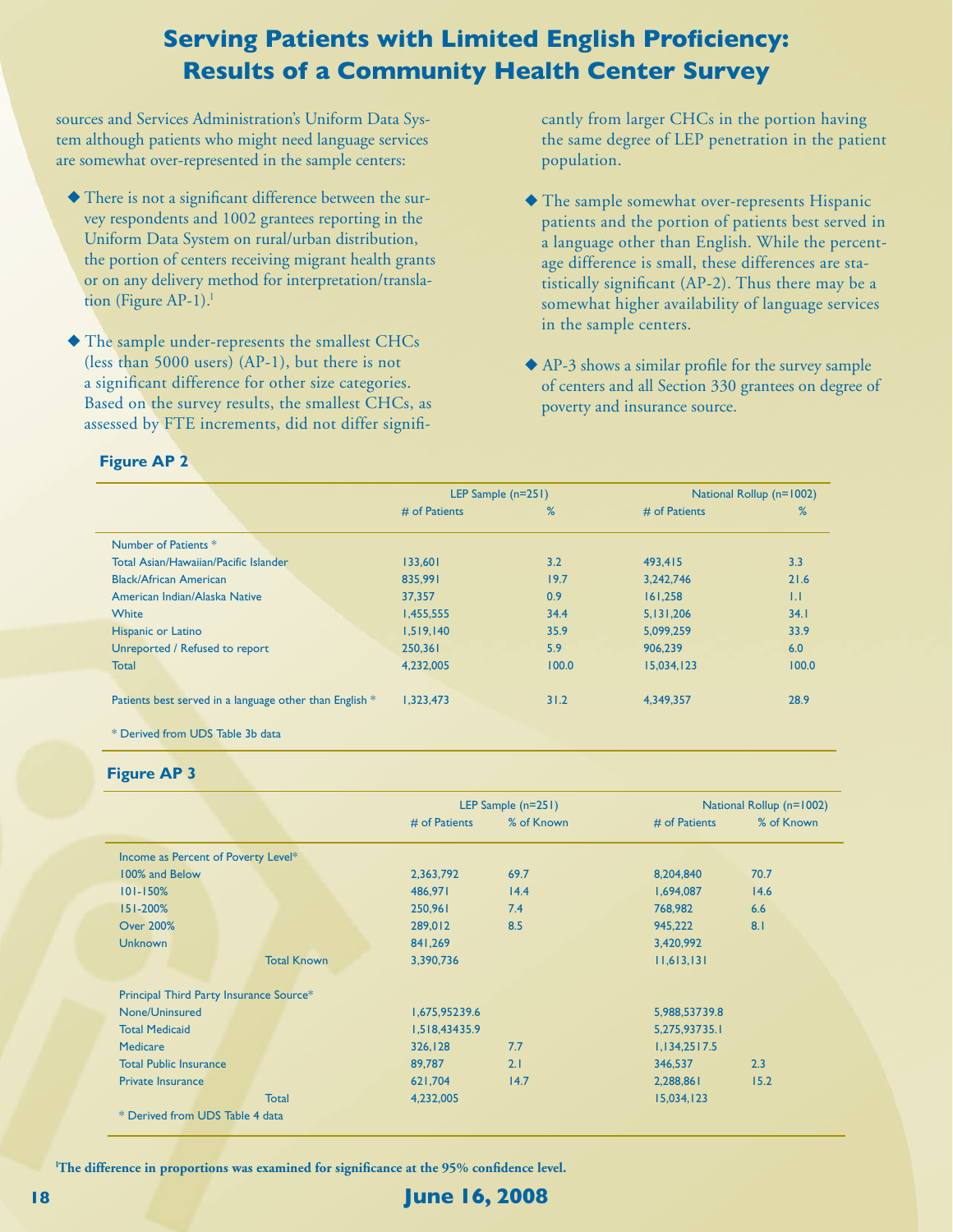# Serving Patients with Limited English Proficiency: Results of a Community Health Center Survey

sources and Services Administration's Uniform Data System although patients who might need language services are somewhat over-represented in the sample centers:

- There is not a significant difference between the survey respondents and 1002 grantees reporting in the Uniform Data System on rural/urban distribution, the portion of centers receiving migrant health grants or on any delivery method for interpretation/translation (Figure AP-1).[1]
- The sample under-represents the smallest CHCs (less than 5000 users) (AP-1), but there is not a significant difference for other size categories. Based on the survey results, the smallest CHCs, as assessed by FTE increments, did not differ significantly from larger CHCs in the portion having the same degree of LEP penetration in the patient population.
- The sample somewhat over-represents Hispanic patients and the portion of patients best served in a language other than English. While the percentage difference is small, these differences are statistically significant (AP-2). Thus there may be a somewhat higher availability of language services in the sample centers.
- AP-3 shows a similar profile for the survey sample of centers and all Section 330 grantees on degree of poverty and insurance source.

### Figure AP 2

| | LEP Sample (n=251) | | National Rollup (n=1002) | |
|---|---|---|---|---|
| | # of Patients | % | # of Patients | % |
| Number of Patients * | | | | |
| Total Asian/Hawaiian/Pacific Islander | 133,601 | 3.2 | 493,415 | 3.3 |
| Black/African American | 835,991 | 19.7 | 3,242,746 | 21.6 |
| American Indian/Alaska Native | 37,357 | 0.9 | 161,258 | 1.1 |
| White | 1,455,555 | 34.4 | 5,131,206 | 34.1 |
| Hispanic or Latino | 1,519,140 | 35.9 | 5,099,259 | 33.9 |
| Unreported / Refused to report | 250,361 | 5.9 | 906,239 | 6.0 |
| Total | 4,232,005 | 100.0 | 15,034,123 | 100.0 |
| Patients best served in a language other than English * | 1,323,473 | 31.2 | 4,349,357 | 28.9 |

\* Derived from UDS Table 3b data

### Figure AP 3

| | LEP Sample (n=251) | | National Rollup (n=1002) | |
|---|---|---|---|---|
| | # of Patients | % of Known | # of Patients | % of Known |
| Income as Percent of Poverty Level* | | | | |
| 100% and Below | 2,363,792 | 69.7 | 8,204,840 | 70.7 |
| 101-150% | 486,971 | 14.4 | 1,694,087 | 14.6 |
| 151-200% | 250,961 | 7.4 | 768,982 | 6.6 |
| Over 200% | 289,012 | 8.5 | 945,222 | 8.1 |
| Unknown | 841,269 | | 3,420,992 | |
| Total Known | 3,390,736 | | 11,613,131 | |
| Principal Third Party Insurance Source* | | | | |
| None/Uninsured | 1,675,95239.6 | | 5,988,53739.8 | |
| Total Medicaid | 1,518,43435.9 | | 5,275,93735.1 | |
| Medicare | 326,128 | 7.7 | 1,134,2517.5 | |
| Total Public Insurance | 89,787 | 2.1 | 346,537 | 2.3 |
| Private Insurance | 621,704 | 14.7 | 2,288,861 | 15.2 |
| Total | 4,232,005 | | 15,034,123 | |

\* Derived from UDS Table 4 data

[1] **The difference in proportions was examined for significance at the 95% confidence level.**

**June 16, 2008**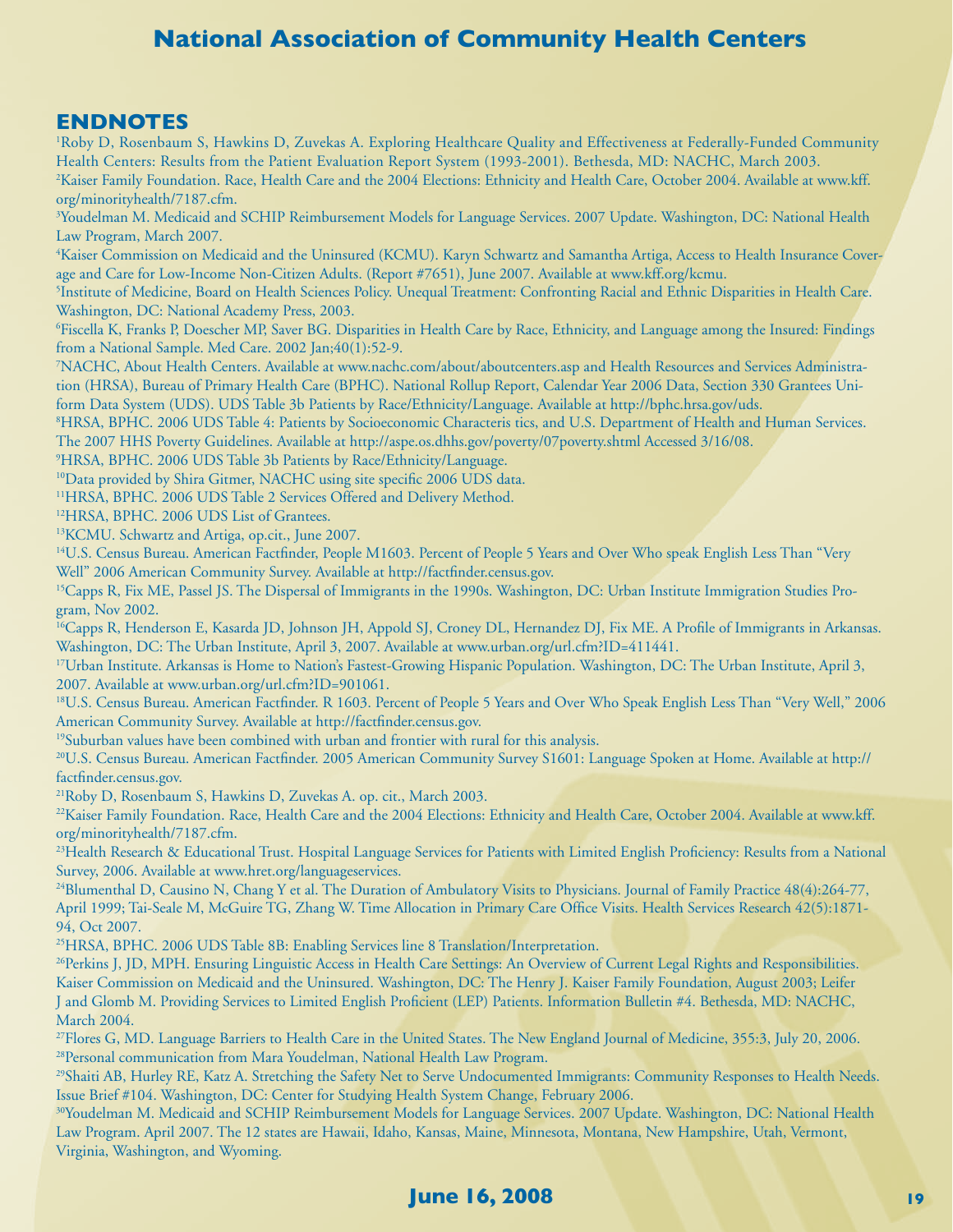## ENDNOTES

[1]Roby D, Rosenbaum S, Hawkins D, Zuvekas A. Exploring Healthcare Quality and Effectiveness at Federally-Funded Community Health Centers: Results from the Patient Evaluation Report System (1993-2001). Bethesda, MD: NACHC, March 2003.

[2]Kaiser Family Foundation. Race, Health Care and the 2004 Elections: Ethnicity and Health Care, October 2004. Available at www.kff.org/minorityhealth/7187.cfm.

[3]Youdelman M. Medicaid and SCHIP Reimbursement Models for Language Services. 2007 Update. Washington, DC: National Health Law Program, March 2007.

[4]Kaiser Commission on Medicaid and the Uninsured (KCMU). Karyn Schwartz and Samantha Artiga, Access to Health Insurance Coverage and Care for Low-Income Non-Citizen Adults. (Report #7651), June 2007. Available at www.kff.org/kcmu.

[5]Institute of Medicine, Board on Health Sciences Policy. Unequal Treatment: Confronting Racial and Ethnic Disparities in Health Care. Washington, DC: National Academy Press, 2003.

[6]Fiscella K, Franks P, Doescher MP, Saver BG. Disparities in Health Care by Race, Ethnicity, and Language among the Insured: Findings from a National Sample. Med Care. 2002 Jan;40(1):52-9.

[7]NACHC, About Health Centers. Available at www.nachc.com/about/aboutcenters.asp and Health Resources and Services Administration (HRSA), Bureau of Primary Health Care (BPHC). National Rollup Report, Calendar Year 2006 Data, Section 330 Grantees Uniform Data System (UDS). UDS Table 3b Patients by Race/Ethnicity/Language. Available at http://bphc.hrsa.gov/uds.

[8]HRSA, BPHC. 2006 UDS Table 4: Patients by Socioeconomic Characteris tics, and U.S. Department of Health and Human Services. The 2007 HHS Poverty Guidelines. Available at http://aspe.os.dhhs.gov/poverty/07poverty.shtml Accessed 3/16/08.

[9]HRSA, BPHC. 2006 UDS Table 3b Patients by Race/Ethnicity/Language.

[10]Data provided by Shira Gitmer, NACHC using site specific 2006 UDS data.

[11]HRSA, BPHC. 2006 UDS Table 2 Services Offered and Delivery Method.

[12]HRSA, BPHC. 2006 UDS List of Grantees.

[13]KCMU. Schwartz and Artiga, op.cit., June 2007.

[14]U.S. Census Bureau. American Factfinder, People M1603. Percent of People 5 Years and Over Who speak English Less Than "Very Well" 2006 American Community Survey. Available at http://factfinder.census.gov.

[15]Capps R, Fix ME, Passel JS. The Dispersal of Immigrants in the 1990s. Washington, DC: Urban Institute Immigration Studies Program, Nov 2002.

[16]Capps R, Henderson E, Kasarda JD, Johnson JH, Appold SJ, Croney DL, Hernandez DJ, Fix ME. A Profile of Immigrants in Arkansas. Washington, DC: The Urban Institute, April 3, 2007. Available at www.urban.org/url.cfm?ID=411441.

[17]Urban Institute. Arkansas is Home to Nation's Fastest-Growing Hispanic Population. Washington, DC: The Urban Institute, April 3, 2007. Available at www.urban.org/url.cfm?ID=901061.

[18]U.S. Census Bureau. American Factfinder. R 1603. Percent of People 5 Years and Over Who Speak English Less Than "Very Well," 2006 American Community Survey. Available at http://factfinder.census.gov.

[19]Suburban values have been combined with urban and frontier with rural for this analysis.

[20]U.S. Census Bureau. American Factfinder. 2005 American Community Survey S1601: Language Spoken at Home. Available at http://factfinder.census.gov.

[21]Roby D, Rosenbaum S, Hawkins D, Zuvekas A. op. cit., March 2003.

[22]Kaiser Family Foundation. Race, Health Care and the 2004 Elections: Ethnicity and Health Care, October 2004. Available at www.kff.org/minorityhealth/7187.cfm.

[23]Health Research & Educational Trust. Hospital Language Services for Patients with Limited English Proficiency: Results from a National Survey, 2006. Available at www.hret.org/languageservices.

[24]Blumenthal D, Causino N, Chang Y et al. The Duration of Ambulatory Visits to Physicians. Journal of Family Practice 48(4):264-77, April 1999; Tai-Seale M, McGuire TG, Zhang W. Time Allocation in Primary Care Office Visits. Health Services Research 42(5):1871-94, Oct 2007.

[25]HRSA, BPHC. 2006 UDS Table 8B: Enabling Services line 8 Translation/Interpretation.

[26]Perkins J, JD, MPH. Ensuring Linguistic Access in Health Care Settings: An Overview of Current Legal Rights and Responsibilities. Kaiser Commission on Medicaid and the Uninsured. Washington, DC: The Henry J. Kaiser Family Foundation, August 2003; Leifer J and Glomb M. Providing Services to Limited English Proficient (LEP) Patients. Information Bulletin #4. Bethesda, MD: NACHC, March 2004.

[27]Flores G, MD. Language Barriers to Health Care in the United States. The New England Journal of Medicine, 355:3, July 20, 2006.

[28]Personal communication from Mara Youdelman, National Health Law Program.

[29]Shaiti AB, Hurley RE, Katz A. Stretching the Safety Net to Serve Undocumented Immigrants: Community Responses to Health Needs. Issue Brief #104. Washington, DC: Center for Studying Health System Change, February 2006.

[30]Youdelman M. Medicaid and SCHIP Reimbursement Models for Language Services. 2007 Update. Washington, DC: National Health Law Program. April 2007. The 12 states are Hawaii, Idaho, Kansas, Maine, Minnesota, Montana, New Hampshire, Utah, Vermont, Virginia, Washington, and Wyoming.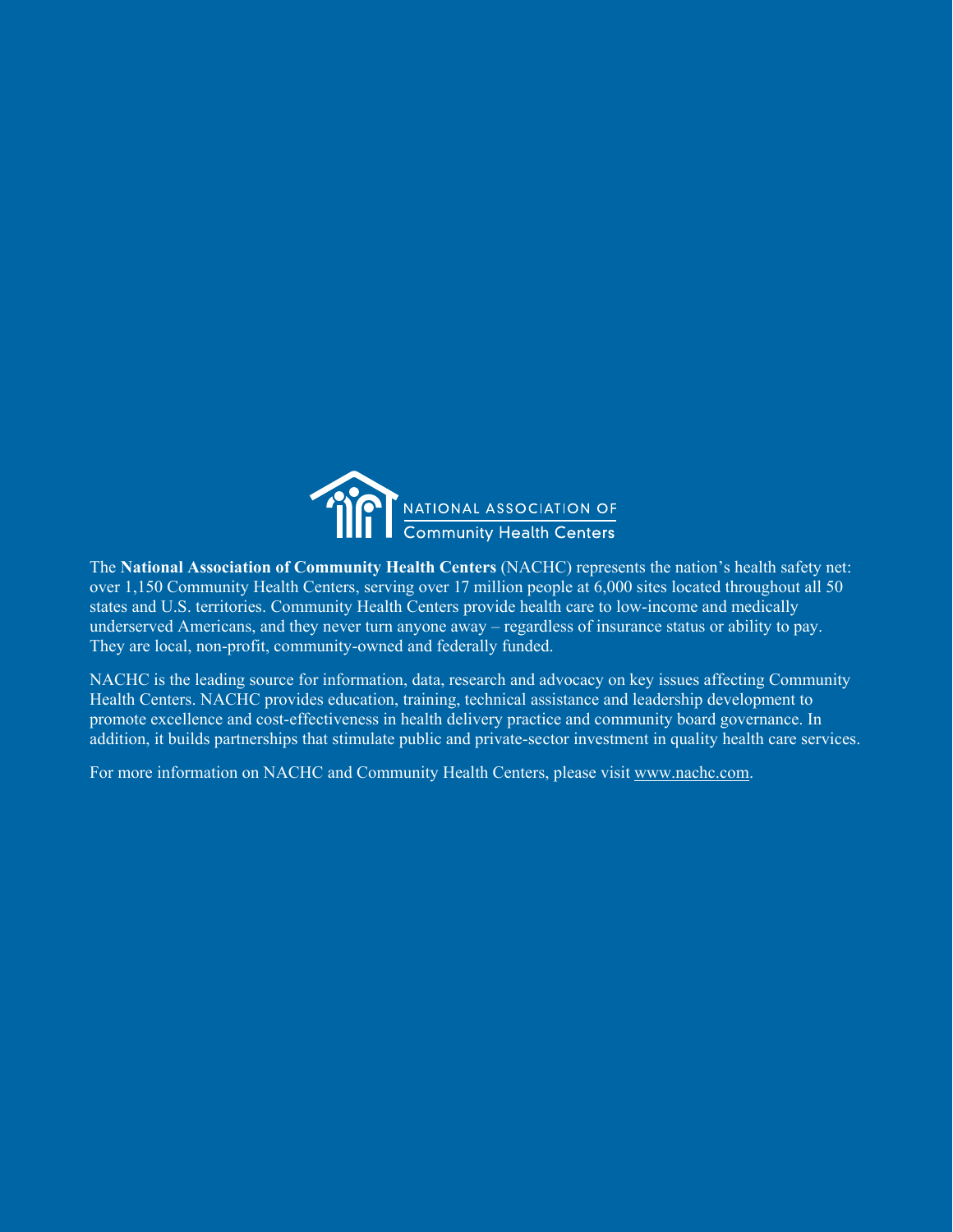NATIONAL ASSOCIATION OF
Community Health Centers

The **National Association of Community Health Centers** (NACHC) represents the nation's health safety net: over 1,150 Community Health Centers, serving over 17 million people at 6,000 sites located throughout all 50 states and U.S. territories. Community Health Centers provide health care to low-income and medically underserved Americans, and they never turn anyone away – regardless of insurance status or ability to pay. They are local, non-profit, community-owned and federally funded.

NACHC is the leading source for information, data, research and advocacy on key issues affecting Community Health Centers. NACHC provides education, training, technical assistance and leadership development to promote excellence and cost-effectiveness in health delivery practice and community board governance. In addition, it builds partnerships that stimulate public and private-sector investment in quality health care services.

For more information on NACHC and Community Health Centers, please visit www.nachc.com.